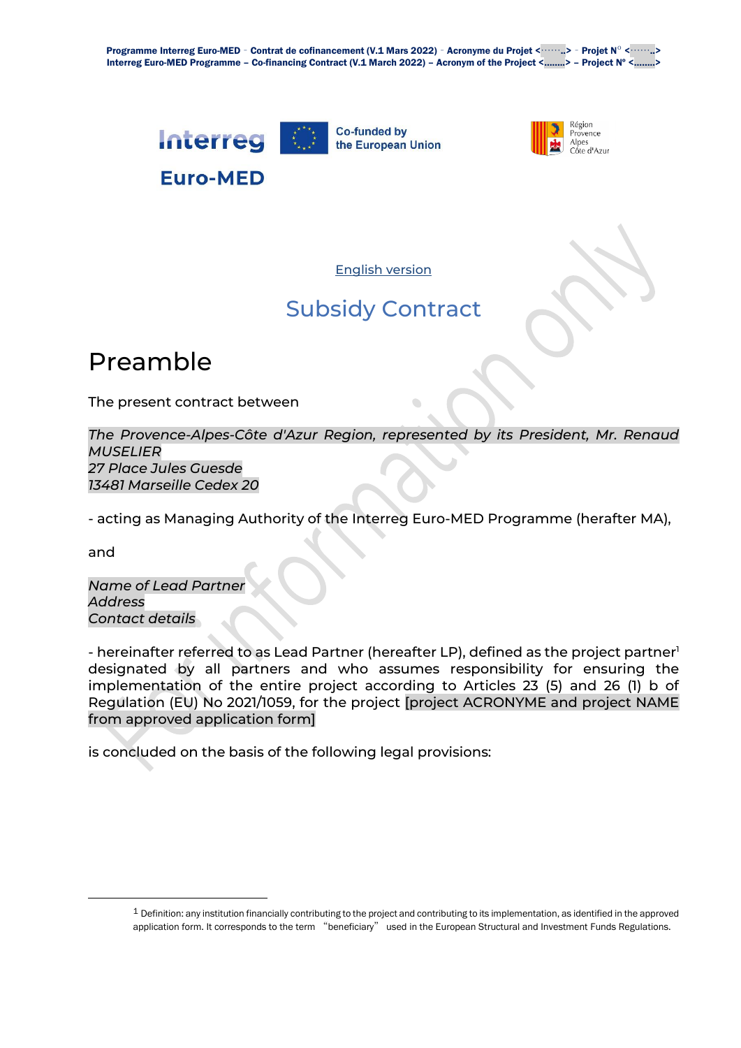English version

# Subsidy Contract

## Preamble

The present contract between

*The Provence-Alpes-Côte d'Azur Region, represented by its President, Mr. Renaud MUSELIER*
*27 Place Jules Guesde*
*13481 Marseille Cedex 20*

- acting as Managing Authority of the Interreg Euro-MED Programme (herafter MA),

and

*Name of Lead Partner*
*Address*
*Contact details*

- hereinafter referred to as Lead Partner (hereafter LP), defined as the project partner[1] designated by all partners and who assumes responsibility for ensuring the implementation of the entire project according to Articles 23 (5) and 26 (1) b of Regulation (EU) No 2021/1059, for the project [project ACRONYME and project NAME from approved application form]

is concluded on the basis of the following legal provisions:

[1] Definition: any institution financially contributing to the project and contributing to its implementation, as identified in the approved application form. It corresponds to the term "beneficiary" used in the European Structural and Investment Funds Regulations.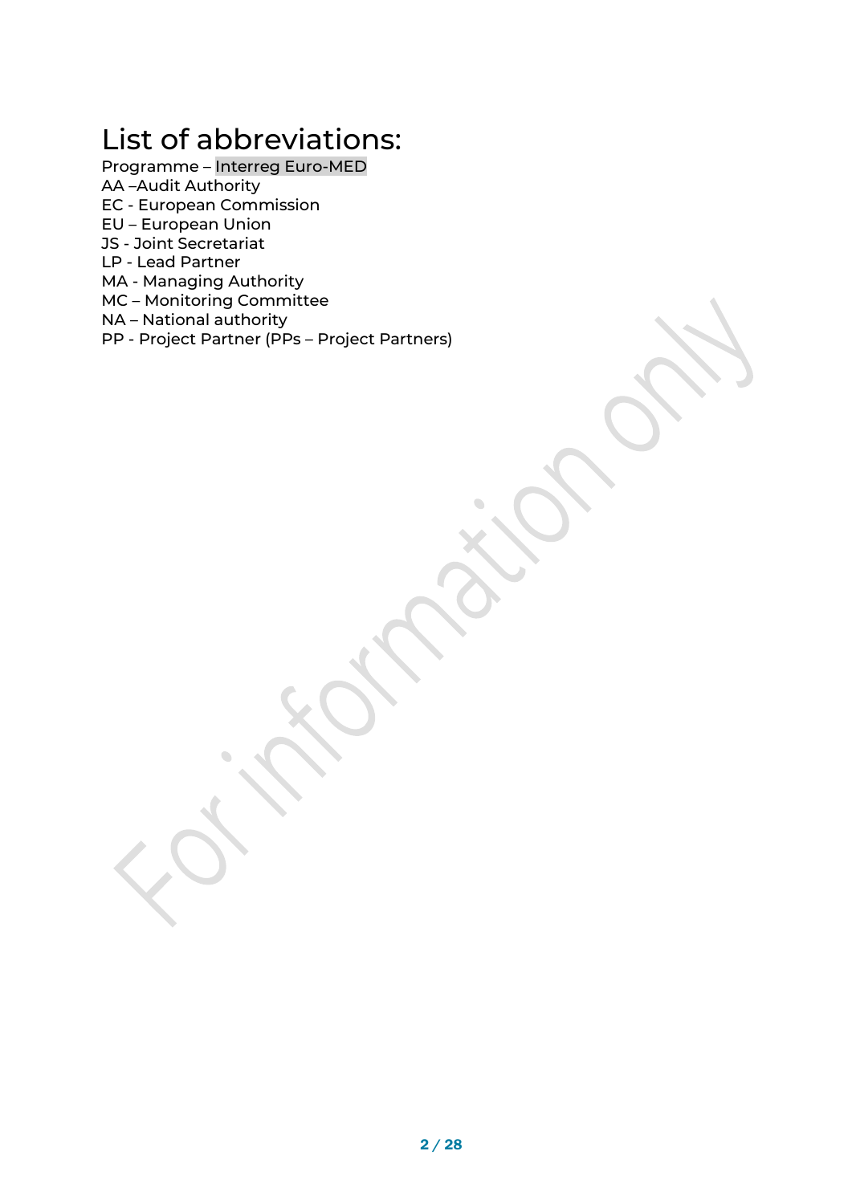# List of abbreviations:

Programme – Interreg Euro-MED
AA –Audit Authority
EC - European Commission
EU – European Union
JS - Joint Secretariat
LP - Lead Partner
MA - Managing Authority
MC – Monitoring Committee
NA – National authority
PP - Project Partner (PPs – Project Partners)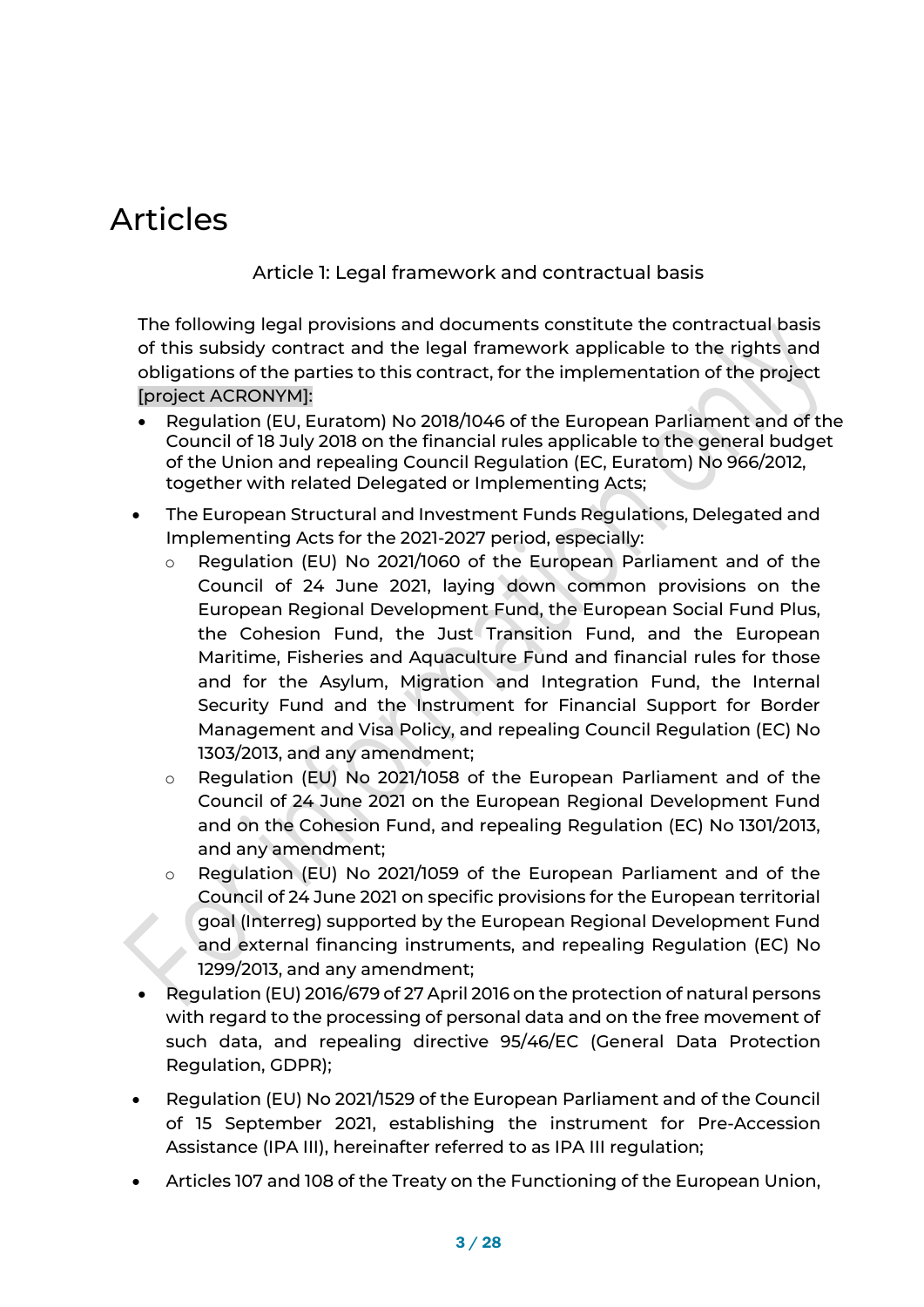# Articles

## Article 1: Legal framework and contractual basis

The following legal provisions and documents constitute the contractual basis of this subsidy contract and the legal framework applicable to the rights and obligations of the parties to this contract, for the implementation of the project [project ACRONYM]:

- Regulation (EU, Euratom) No 2018/1046 of the European Parliament and of the Council of 18 July 2018 on the financial rules applicable to the general budget of the Union and repealing Council Regulation (EC, Euratom) No 966/2012, together with related Delegated or Implementing Acts;
- The European Structural and Investment Funds Regulations, Delegated and Implementing Acts for the 2021-2027 period, especially:
  - Regulation (EU) No 2021/1060 of the European Parliament and of the Council of 24 June 2021, laying down common provisions on the European Regional Development Fund, the European Social Fund Plus, the Cohesion Fund, the Just Transition Fund, and the European Maritime, Fisheries and Aquaculture Fund and financial rules for those and for the Asylum, Migration and Integration Fund, the Internal Security Fund and the Instrument for Financial Support for Border Management and Visa Policy, and repealing Council Regulation (EC) No 1303/2013, and any amendment;
  - Regulation (EU) No 2021/1058 of the European Parliament and of the Council of 24 June 2021 on the European Regional Development Fund and on the Cohesion Fund, and repealing Regulation (EC) No 1301/2013, and any amendment;
  - Regulation (EU) No 2021/1059 of the European Parliament and of the Council of 24 June 2021 on specific provisions for the European territorial goal (Interreg) supported by the European Regional Development Fund and external financing instruments, and repealing Regulation (EC) No 1299/2013, and any amendment;
- Regulation (EU) 2016/679 of 27 April 2016 on the protection of natural persons with regard to the processing of personal data and on the free movement of such data, and repealing directive 95/46/EC (General Data Protection Regulation, GDPR);
- Regulation (EU) No 2021/1529 of the European Parliament and of the Council of 15 September 2021, establishing the instrument for Pre-Accession Assistance (IPA III), hereinafter referred to as IPA III regulation;
- Articles 107 and 108 of the Treaty on the Functioning of the European Union,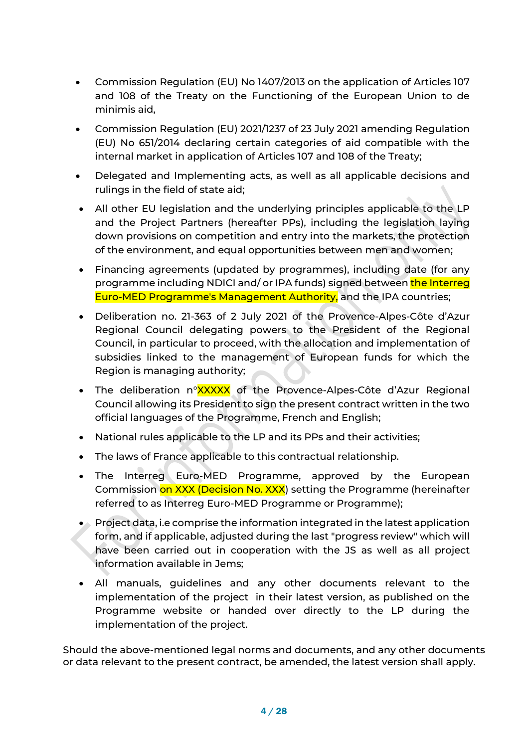- Commission Regulation (EU) No 1407/2013 on the application of Articles 107 and 108 of the Treaty on the Functioning of the European Union to de minimis aid,
- Commission Regulation (EU) 2021/1237 of 23 July 2021 amending Regulation (EU) No 651/2014 declaring certain categories of aid compatible with the internal market in application of Articles 107 and 108 of the Treaty;
- Delegated and Implementing acts, as well as all applicable decisions and rulings in the field of state aid;
- All other EU legislation and the underlying principles applicable to the LP and the Project Partners (hereafter PPs), including the legislation laying down provisions on competition and entry into the markets, the protection of the environment, and equal opportunities between men and women;
- Financing agreements (updated by programmes), including date (for any programme including NDICI and/ or IPA funds) signed between the Interreg Euro-MED Programme's Management Authority, and the IPA countries;
- Deliberation no. 21-363 of 2 July 2021 of the Provence-Alpes-Côte d'Azur Regional Council delegating powers to the President of the Regional Council, in particular to proceed, with the allocation and implementation of subsidies linked to the management of European funds for which the Region is managing authority;
- The deliberation n°XXXXX of the Provence-Alpes-Côte d'Azur Regional Council allowing its President to sign the present contract written in the two official languages of the Programme, French and English;
- National rules applicable to the LP and its PPs and their activities;
- The laws of France applicable to this contractual relationship.
- The Interreg Euro-MED Programme, approved by the European Commission on XXX (Decision No. XXX) setting the Programme (hereinafter referred to as Interreg Euro-MED Programme or Programme);
- Project data, i.e comprise the information integrated in the latest application form, and if applicable, adjusted during the last "progress review" which will have been carried out in cooperation with the JS as well as all project information available in Jems;
- All manuals, guidelines and any other documents relevant to the implementation of the project in their latest version, as published on the Programme website or handed over directly to the LP during the implementation of the project.

Should the above-mentioned legal norms and documents, and any other documents or data relevant to the present contract, be amended, the latest version shall apply.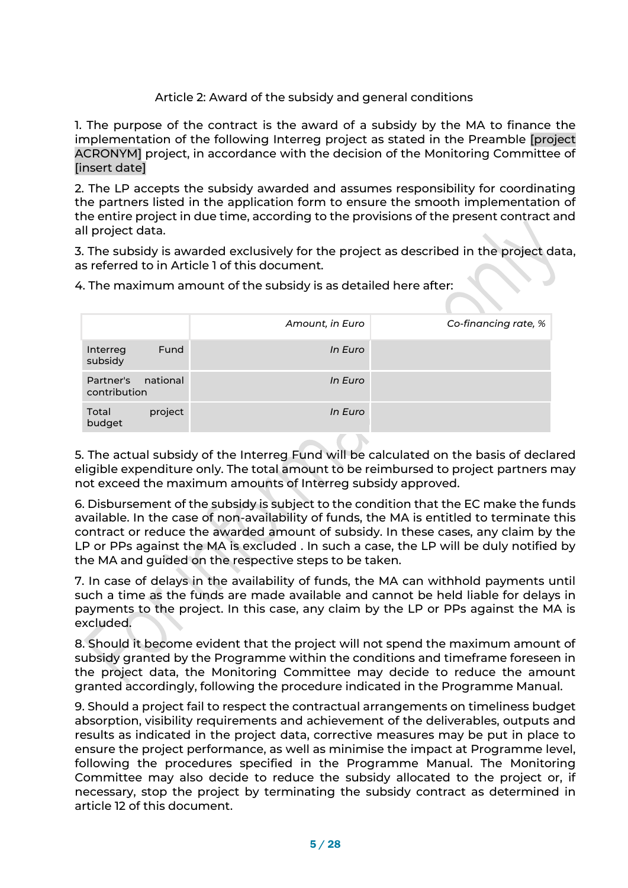## Article 2: Award of the subsidy and general conditions

1. The purpose of the contract is the award of a subsidy by the MA to finance the implementation of the following Interreg project as stated in the Preamble [project ACRONYM] project, in accordance with the decision of the Monitoring Committee of [insert date]

2. The LP accepts the subsidy awarded and assumes responsibility for coordinating the partners listed in the application form to ensure the smooth implementation of the entire project in due time, according to the provisions of the present contract and all project data.

3. The subsidy is awarded exclusively for the project as described in the project data, as referred to in Article 1 of this document.

4. The maximum amount of the subsidy is as detailed here after:

| | *Amount, in Euro* | *Co-financing rate, %* |
|---|---|---|
| Interreg Fund subsidy | *In Euro* | |
| Partner's national contribution | *In Euro* | |
| Total project budget | *In Euro* | |

5. The actual subsidy of the Interreg Fund will be calculated on the basis of declared eligible expenditure only. The total amount to be reimbursed to project partners may not exceed the maximum amounts of Interreg subsidy approved.

6. Disbursement of the subsidy is subject to the condition that the EC make the funds available. In the case of non-availability of funds, the MA is entitled to terminate this contract or reduce the awarded amount of subsidy. In these cases, any claim by the LP or PPs against the MA is excluded . In such a case, the LP will be duly notified by the MA and guided on the respective steps to be taken.

7. In case of delays in the availability of funds, the MA can withhold payments until such a time as the funds are made available and cannot be held liable for delays in payments to the project. In this case, any claim by the LP or PPs against the MA is excluded.

8. Should it become evident that the project will not spend the maximum amount of subsidy granted by the Programme within the conditions and timeframe foreseen in the project data, the Monitoring Committee may decide to reduce the amount granted accordingly, following the procedure indicated in the Programme Manual.

9. Should a project fail to respect the contractual arrangements on timeliness budget absorption, visibility requirements and achievement of the deliverables, outputs and results as indicated in the project data, corrective measures may be put in place to ensure the project performance, as well as minimise the impact at Programme level, following the procedures specified in the Programme Manual. The Monitoring Committee may also decide to reduce the subsidy allocated to the project or, if necessary, stop the project by terminating the subsidy contract as determined in article 12 of this document.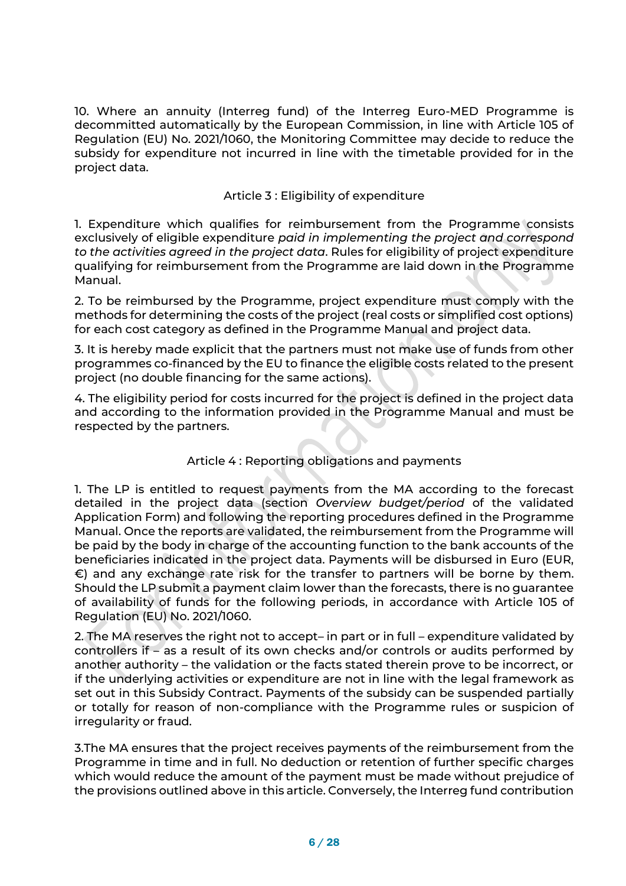10. Where an annuity (Interreg fund) of the Interreg Euro-MED Programme is decommitted automatically by the European Commission, in line with Article 105 of Regulation (EU) No. 2021/1060, the Monitoring Committee may decide to reduce the subsidy for expenditure not incurred in line with the timetable provided for in the project data.

## Article 3 : Eligibility of expenditure

1. Expenditure which qualifies for reimbursement from the Programme consists exclusively of eligible expenditure *paid in implementing the project and correspond to the activities agreed in the project data*. Rules for eligibility of project expenditure qualifying for reimbursement from the Programme are laid down in the Programme Manual.

2. To be reimbursed by the Programme, project expenditure must comply with the methods for determining the costs of the project (real costs or simplified cost options) for each cost category as defined in the Programme Manual and project data.

3. It is hereby made explicit that the partners must not make use of funds from other programmes co-financed by the EU to finance the eligible costs related to the present project (no double financing for the same actions).

4. The eligibility period for costs incurred for the project is defined in the project data and according to the information provided in the Programme Manual and must be respected by the partners.

## Article 4 : Reporting obligations and payments

1. The LP is entitled to request payments from the MA according to the forecast detailed in the project data (section *Overview budget/period* of the validated Application Form) and following the reporting procedures defined in the Programme Manual. Once the reports are validated, the reimbursement from the Programme will be paid by the body in charge of the accounting function to the bank accounts of the beneficiaries indicated in the project data. Payments will be disbursed in Euro (EUR, €) and any exchange rate risk for the transfer to partners will be borne by them. Should the LP submit a payment claim lower than the forecasts, there is no guarantee of availability of funds for the following periods, in accordance with Article 105 of Regulation (EU) No. 2021/1060.

2. The MA reserves the right not to accept– in part or in full – expenditure validated by controllers if – as a result of its own checks and/or controls or audits performed by another authority – the validation or the facts stated therein prove to be incorrect, or if the underlying activities or expenditure are not in line with the legal framework as set out in this Subsidy Contract. Payments of the subsidy can be suspended partially or totally for reason of non-compliance with the Programme rules or suspicion of irregularity or fraud.

3.The MA ensures that the project receives payments of the reimbursement from the Programme in time and in full. No deduction or retention of further specific charges which would reduce the amount of the payment must be made without prejudice of the provisions outlined above in this article. Conversely, the Interreg fund contribution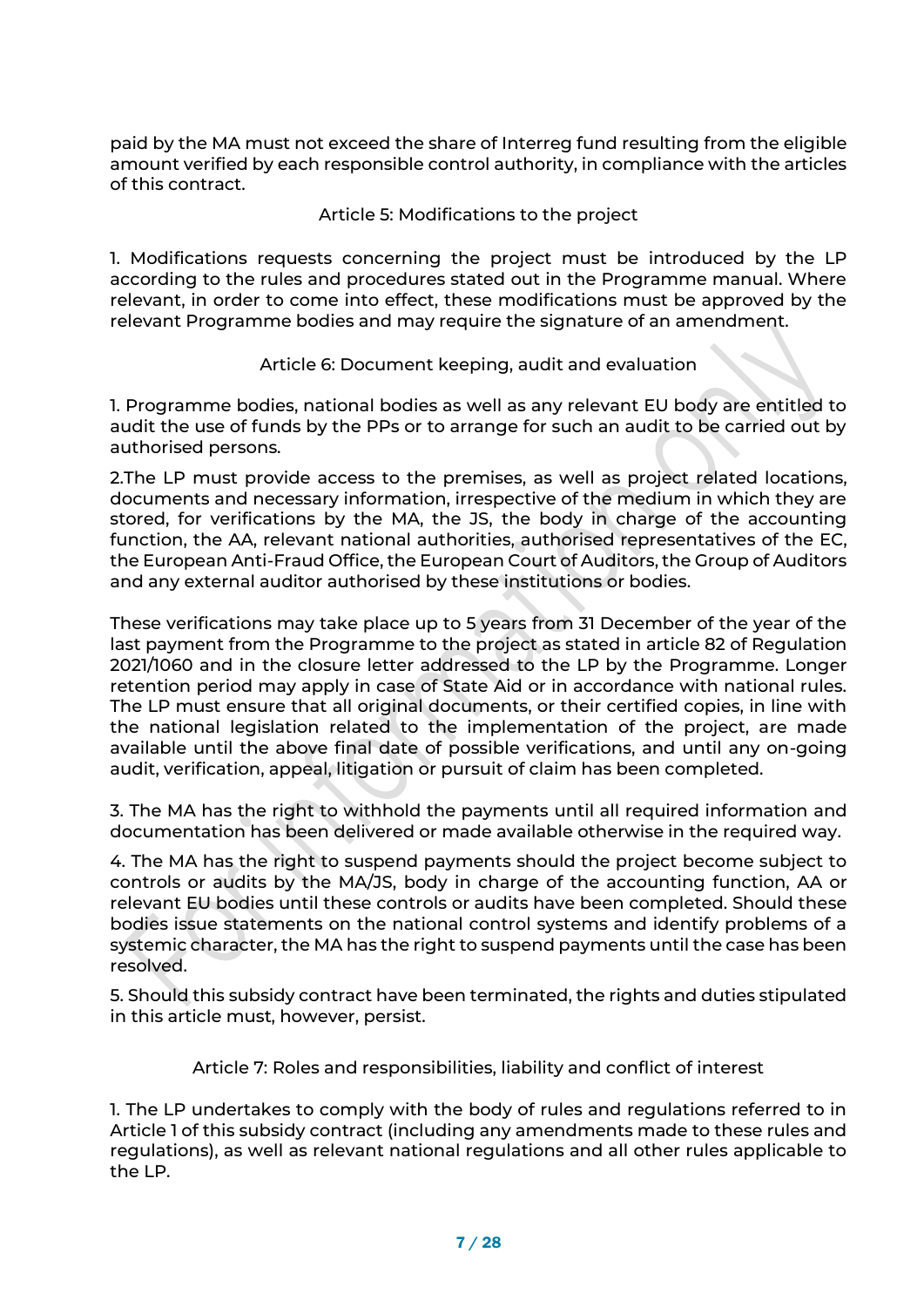paid by the MA must not exceed the share of Interreg fund resulting from the eligible amount verified by each responsible control authority, in compliance with the articles of this contract.

## Article 5: Modifications to the project

1. Modifications requests concerning the project must be introduced by the LP according to the rules and procedures stated out in the Programme manual. Where relevant, in order to come into effect, these modifications must be approved by the relevant Programme bodies and may require the signature of an amendment.

## Article 6: Document keeping, audit and evaluation

1. Programme bodies, national bodies as well as any relevant EU body are entitled to audit the use of funds by the PPs or to arrange for such an audit to be carried out by authorised persons.

2. The LP must provide access to the premises, as well as project related locations, documents and necessary information, irrespective of the medium in which they are stored, for verifications by the MA, the JS, the body in charge of the accounting function, the AA, relevant national authorities, authorised representatives of the EC, the European Anti-Fraud Office, the European Court of Auditors, the Group of Auditors and any external auditor authorised by these institutions or bodies.

These verifications may take place up to 5 years from 31 December of the year of the last payment from the Programme to the project as stated in article 82 of Regulation 2021/1060 and in the closure letter addressed to the LP by the Programme. Longer retention period may apply in case of State Aid or in accordance with national rules. The LP must ensure that all original documents, or their certified copies, in line with the national legislation related to the implementation of the project, are made available until the above final date of possible verifications, and until any on-going audit, verification, appeal, litigation or pursuit of claim has been completed.

3. The MA has the right to withhold the payments until all required information and documentation has been delivered or made available otherwise in the required way.

4. The MA has the right to suspend payments should the project become subject to controls or audits by the MA/JS, body in charge of the accounting function, AA or relevant EU bodies until these controls or audits have been completed. Should these bodies issue statements on the national control systems and identify problems of a systemic character, the MA has the right to suspend payments until the case has been resolved.

5. Should this subsidy contract have been terminated, the rights and duties stipulated in this article must, however, persist.

## Article 7: Roles and responsibilities, liability and conflict of interest

1. The LP undertakes to comply with the body of rules and regulations referred to in Article 1 of this subsidy contract (including any amendments made to these rules and regulations), as well as relevant national regulations and all other rules applicable to the LP.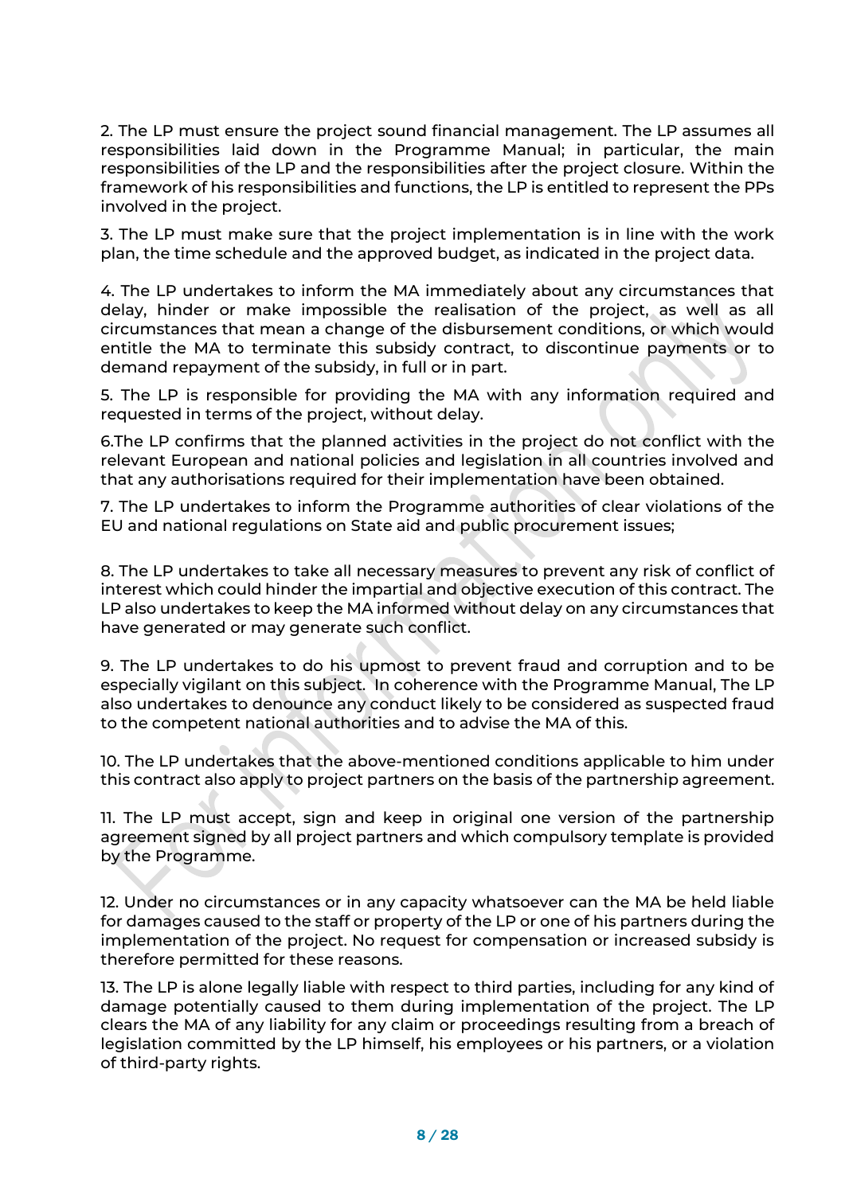2. The LP must ensure the project sound financial management. The LP assumes all responsibilities laid down in the Programme Manual; in particular, the main responsibilities of the LP and the responsibilities after the project closure. Within the framework of his responsibilities and functions, the LP is entitled to represent the PPs involved in the project.

3. The LP must make sure that the project implementation is in line with the work plan, the time schedule and the approved budget, as indicated in the project data.

4. The LP undertakes to inform the MA immediately about any circumstances that delay, hinder or make impossible the realisation of the project, as well as all circumstances that mean a change of the disbursement conditions, or which would entitle the MA to terminate this subsidy contract, to discontinue payments or to demand repayment of the subsidy, in full or in part.

5. The LP is responsible for providing the MA with any information required and requested in terms of the project, without delay.

6.The LP confirms that the planned activities in the project do not conflict with the relevant European and national policies and legislation in all countries involved and that any authorisations required for their implementation have been obtained.

7. The LP undertakes to inform the Programme authorities of clear violations of the EU and national regulations on State aid and public procurement issues;

8. The LP undertakes to take all necessary measures to prevent any risk of conflict of interest which could hinder the impartial and objective execution of this contract. The LP also undertakes to keep the MA informed without delay on any circumstances that have generated or may generate such conflict.

9. The LP undertakes to do his upmost to prevent fraud and corruption and to be especially vigilant on this subject. In coherence with the Programme Manual, The LP also undertakes to denounce any conduct likely to be considered as suspected fraud to the competent national authorities and to advise the MA of this.

10. The LP undertakes that the above-mentioned conditions applicable to him under this contract also apply to project partners on the basis of the partnership agreement.

11. The LP must accept, sign and keep in original one version of the partnership agreement signed by all project partners and which compulsory template is provided by the Programme.

12. Under no circumstances or in any capacity whatsoever can the MA be held liable for damages caused to the staff or property of the LP or one of his partners during the implementation of the project. No request for compensation or increased subsidy is therefore permitted for these reasons.

13. The LP is alone legally liable with respect to third parties, including for any kind of damage potentially caused to them during implementation of the project. The LP clears the MA of any liability for any claim or proceedings resulting from a breach of legislation committed by the LP himself, his employees or his partners, or a violation of third-party rights.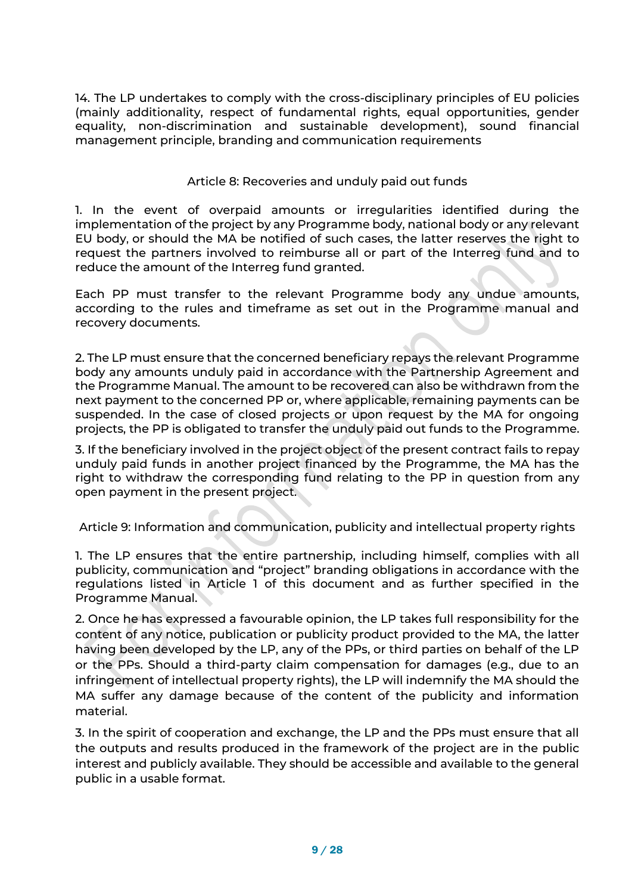14. The LP undertakes to comply with the cross-disciplinary principles of EU policies (mainly additionality, respect of fundamental rights, equal opportunities, gender equality, non-discrimination and sustainable development), sound financial management principle, branding and communication requirements

## Article 8: Recoveries and unduly paid out funds

1. In the event of overpaid amounts or irregularities identified during the implementation of the project by any Programme body, national body or any relevant EU body, or should the MA be notified of such cases, the latter reserves the right to request the partners involved to reimburse all or part of the Interreg fund and to reduce the amount of the Interreg fund granted.

Each PP must transfer to the relevant Programme body any undue amounts, according to the rules and timeframe as set out in the Programme manual and recovery documents.

2. The LP must ensure that the concerned beneficiary repays the relevant Programme body any amounts unduly paid in accordance with the Partnership Agreement and the Programme Manual. The amount to be recovered can also be withdrawn from the next payment to the concerned PP or, where applicable, remaining payments can be suspended. In the case of closed projects or upon request by the MA for ongoing projects, the PP is obligated to transfer the unduly paid out funds to the Programme.

3. If the beneficiary involved in the project object of the present contract fails to repay unduly paid funds in another project financed by the Programme, the MA has the right to withdraw the corresponding fund relating to the PP in question from any open payment in the present project.

## Article 9: Information and communication, publicity and intellectual property rights

1. The LP ensures that the entire partnership, including himself, complies with all publicity, communication and "project" branding obligations in accordance with the regulations listed in Article 1 of this document and as further specified in the Programme Manual.

2. Once he has expressed a favourable opinion, the LP takes full responsibility for the content of any notice, publication or publicity product provided to the MA, the latter having been developed by the LP, any of the PPs, or third parties on behalf of the LP or the PPs. Should a third-party claim compensation for damages (e.g., due to an infringement of intellectual property rights), the LP will indemnify the MA should the MA suffer any damage because of the content of the publicity and information material.

3. In the spirit of cooperation and exchange, the LP and the PPs must ensure that all the outputs and results produced in the framework of the project are in the public interest and publicly available. They should be accessible and available to the general public in a usable format.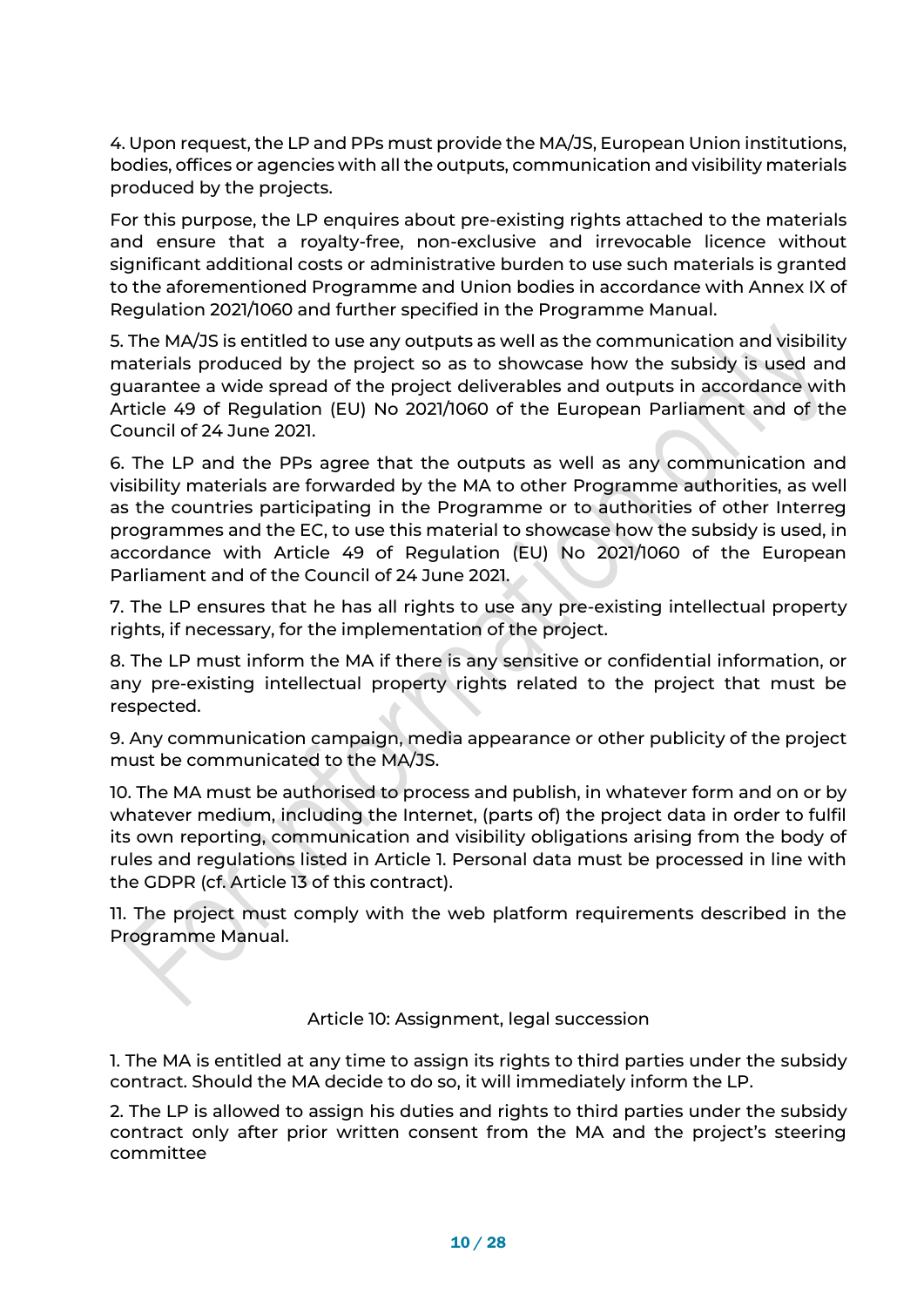4. Upon request, the LP and PPs must provide the MA/JS, European Union institutions, bodies, offices or agencies with all the outputs, communication and visibility materials produced by the projects.

For this purpose, the LP enquires about pre-existing rights attached to the materials and ensure that a royalty-free, non-exclusive and irrevocable licence without significant additional costs or administrative burden to use such materials is granted to the aforementioned Programme and Union bodies in accordance with Annex IX of Regulation 2021/1060 and further specified in the Programme Manual.

5. The MA/JS is entitled to use any outputs as well as the communication and visibility materials produced by the project so as to showcase how the subsidy is used and guarantee a wide spread of the project deliverables and outputs in accordance with Article 49 of Regulation (EU) No 2021/1060 of the European Parliament and of the Council of 24 June 2021.

6. The LP and the PPs agree that the outputs as well as any communication and visibility materials are forwarded by the MA to other Programme authorities, as well as the countries participating in the Programme or to authorities of other Interreg programmes and the EC, to use this material to showcase how the subsidy is used, in accordance with Article 49 of Regulation (EU) No 2021/1060 of the European Parliament and of the Council of 24 June 2021.

7. The LP ensures that he has all rights to use any pre-existing intellectual property rights, if necessary, for the implementation of the project.

8. The LP must inform the MA if there is any sensitive or confidential information, or any pre-existing intellectual property rights related to the project that must be respected.

9. Any communication campaign, media appearance or other publicity of the project must be communicated to the MA/JS.

10. The MA must be authorised to process and publish, in whatever form and on or by whatever medium, including the Internet, (parts of) the project data in order to fulfil its own reporting, communication and visibility obligations arising from the body of rules and regulations listed in Article 1. Personal data must be processed in line with the GDPR (cf. Article 13 of this contract).

11. The project must comply with the web platform requirements described in the Programme Manual.

## Article 10: Assignment, legal succession

1. The MA is entitled at any time to assign its rights to third parties under the subsidy contract. Should the MA decide to do so, it will immediately inform the LP.

2. The LP is allowed to assign his duties and rights to third parties under the subsidy contract only after prior written consent from the MA and the project's steering committee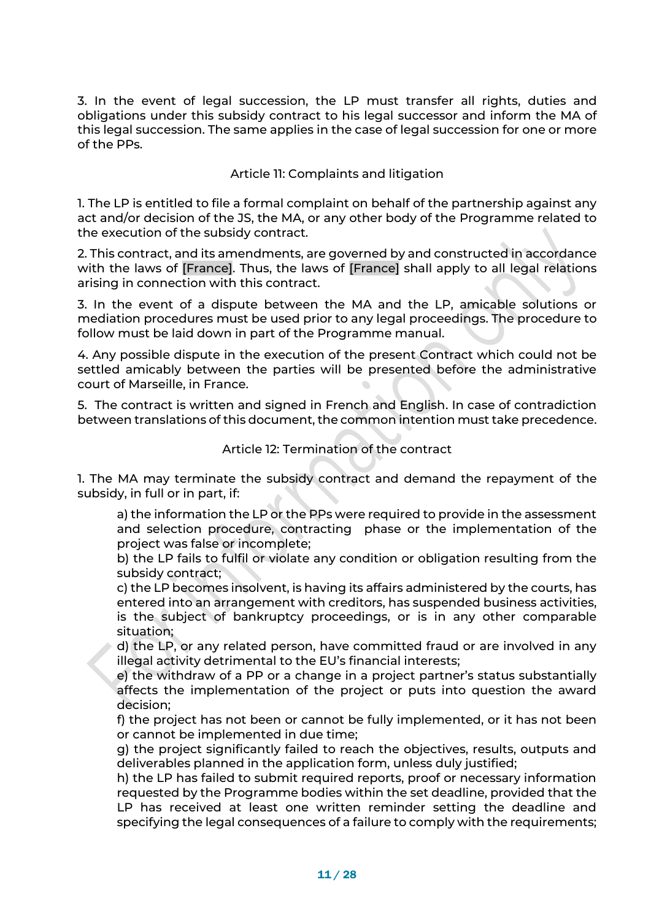3. In the event of legal succession, the LP must transfer all rights, duties and obligations under this subsidy contract to his legal successor and inform the MA of this legal succession. The same applies in the case of legal succession for one or more of the PPs.

## Article 11: Complaints and litigation

1. The LP is entitled to file a formal complaint on behalf of the partnership against any act and/or decision of the JS, the MA, or any other body of the Programme related to the execution of the subsidy contract.

2. This contract, and its amendments, are governed by and constructed in accordance with the laws of [France]. Thus, the laws of [France] shall apply to all legal relations arising in connection with this contract.

3. In the event of a dispute between the MA and the LP, amicable solutions or mediation procedures must be used prior to any legal proceedings. The procedure to follow must be laid down in part of the Programme manual.

4. Any possible dispute in the execution of the present Contract which could not be settled amicably between the parties will be presented before the administrative court of Marseille, in France.

5. The contract is written and signed in French and English. In case of contradiction between translations of this document, the common intention must take precedence.

## Article 12: Termination of the contract

1. The MA may terminate the subsidy contract and demand the repayment of the subsidy, in full or in part, if:

a) the information the LP or the PPs were required to provide in the assessment and selection procedure, contracting phase or the implementation of the project was false or incomplete;

b) the LP fails to fulfil or violate any condition or obligation resulting from the subsidy contract;

c) the LP becomes insolvent, is having its affairs administered by the courts, has entered into an arrangement with creditors, has suspended business activities, is the subject of bankruptcy proceedings, or is in any other comparable situation;

d) the LP, or any related person, have committed fraud or are involved in any illegal activity detrimental to the EU's financial interests;

e) the withdraw of a PP or a change in a project partner's status substantially affects the implementation of the project or puts into question the award decision;

f) the project has not been or cannot be fully implemented, or it has not been or cannot be implemented in due time;

g) the project significantly failed to reach the objectives, results, outputs and deliverables planned in the application form, unless duly justified;

h) the LP has failed to submit required reports, proof or necessary information requested by the Programme bodies within the set deadline, provided that the LP has received at least one written reminder setting the deadline and specifying the legal consequences of a failure to comply with the requirements;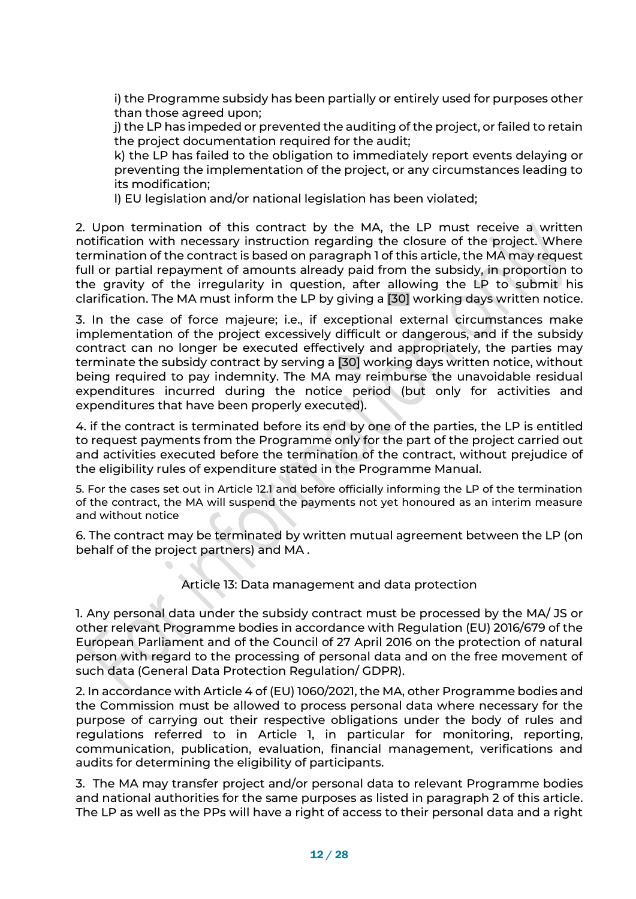i) the Programme subsidy has been partially or entirely used for purposes other than those agreed upon;

j) the LP has impeded or prevented the auditing of the project, or failed to retain the project documentation required for the audit;

k) the LP has failed to the obligation to immediately report events delaying or preventing the implementation of the project, or any circumstances leading to its modification;

l) EU legislation and/or national legislation has been violated;

2. Upon termination of this contract by the MA, the LP must receive a written notification with necessary instruction regarding the closure of the project. Where termination of the contract is based on paragraph 1 of this article, the MA may request full or partial repayment of amounts already paid from the subsidy, in proportion to the gravity of the irregularity in question, after allowing the LP to submit his clarification. The MA must inform the LP by giving a [30] working days written notice.

3. In the case of force majeure; i.e., if exceptional external circumstances make implementation of the project excessively difficult or dangerous, and if the subsidy contract can no longer be executed effectively and appropriately, the parties may terminate the subsidy contract by serving a [30] working days written notice, without being required to pay indemnity. The MA may reimburse the unavoidable residual expenditures incurred during the notice period (but only for activities and expenditures that have been properly executed).

4. if the contract is terminated before its end by one of the parties, the LP is entitled to request payments from the Programme only for the part of the project carried out and activities executed before the termination of the contract, without prejudice of the eligibility rules of expenditure stated in the Programme Manual.

5. For the cases set out in Article 12.1 and before officially informing the LP of the termination of the contract, the MA will suspend the payments not yet honoured as an interim measure and without notice

6. The contract may be terminated by written mutual agreement between the LP (on behalf of the project partners) and MA .

## Article 13: Data management and data protection

1. Any personal data under the subsidy contract must be processed by the MA/ JS or other relevant Programme bodies in accordance with Regulation (EU) 2016/679 of the European Parliament and of the Council of 27 April 2016 on the protection of natural person with regard to the processing of personal data and on the free movement of such data (General Data Protection Regulation/ GDPR).

2. In accordance with Article 4 of (EU) 1060/2021, the MA, other Programme bodies and the Commission must be allowed to process personal data where necessary for the purpose of carrying out their respective obligations under the body of rules and regulations referred to in Article 1, in particular for monitoring, reporting, communication, publication, evaluation, financial management, verifications and audits for determining the eligibility of participants.

3. The MA may transfer project and/or personal data to relevant Programme bodies and national authorities for the same purposes as listed in paragraph 2 of this article. The LP as well as the PPs will have a right of access to their personal data and a right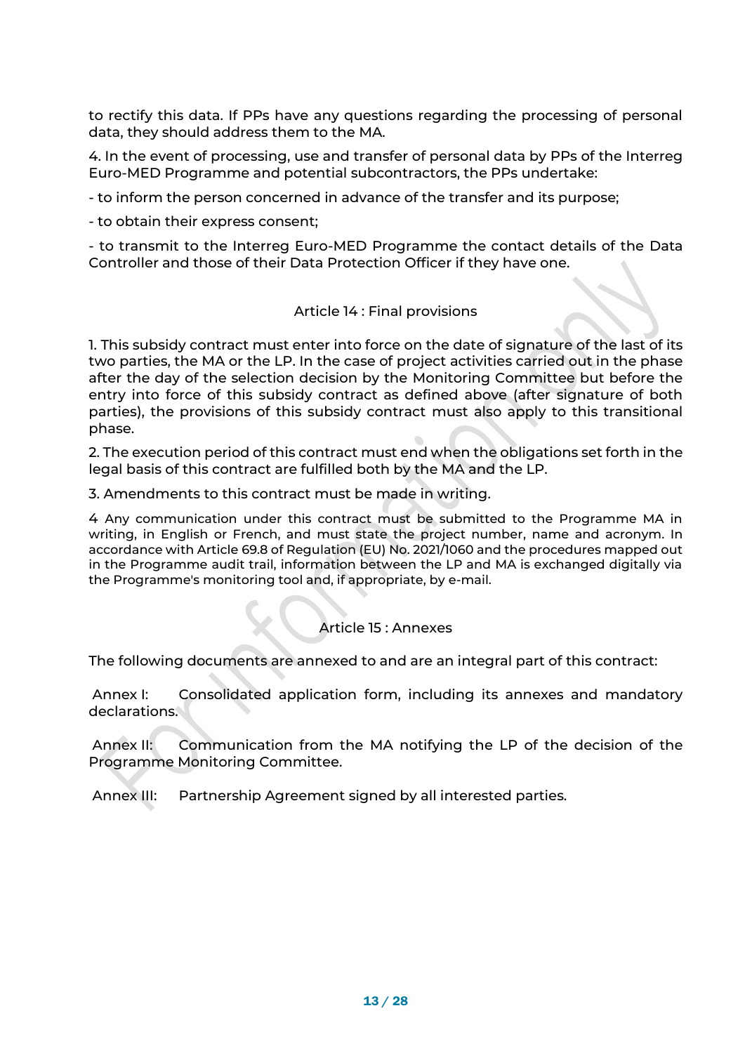to rectify this data. If PPs have any questions regarding the processing of personal data, they should address them to the MA.

4. In the event of processing, use and transfer of personal data by PPs of the Interreg Euro-MED Programme and potential subcontractors, the PPs undertake:

- to inform the person concerned in advance of the transfer and its purpose;
- to obtain their express consent;
- to transmit to the Interreg Euro-MED Programme the contact details of the Data Controller and those of their Data Protection Officer if they have one.

### Article 14 : Final provisions

1. This subsidy contract must enter into force on the date of signature of the last of its two parties, the MA or the LP. In the case of project activities carried out in the phase after the day of the selection decision by the Monitoring Committee but before the entry into force of this subsidy contract as defined above (after signature of both parties), the provisions of this subsidy contract must also apply to this transitional phase.

2. The execution period of this contract must end when the obligations set forth in the legal basis of this contract are fulfilled both by the MA and the LP.

3. Amendments to this contract must be made in writing.

4 Any communication under this contract must be submitted to the Programme MA in writing, in English or French, and must state the project number, name and acronym. In accordance with Article 69.8 of Regulation (EU) No. 2021/1060 and the procedures mapped out in the Programme audit trail, information between the LP and MA is exchanged digitally via the Programme's monitoring tool and, if appropriate, by e-mail.

### Article 15 : Annexes

The following documents are annexed to and are an integral part of this contract:

Annex I: Consolidated application form, including its annexes and mandatory declarations.

Annex II: Communication from the MA notifying the LP of the decision of the Programme Monitoring Committee.

Annex III: Partnership Agreement signed by all interested parties.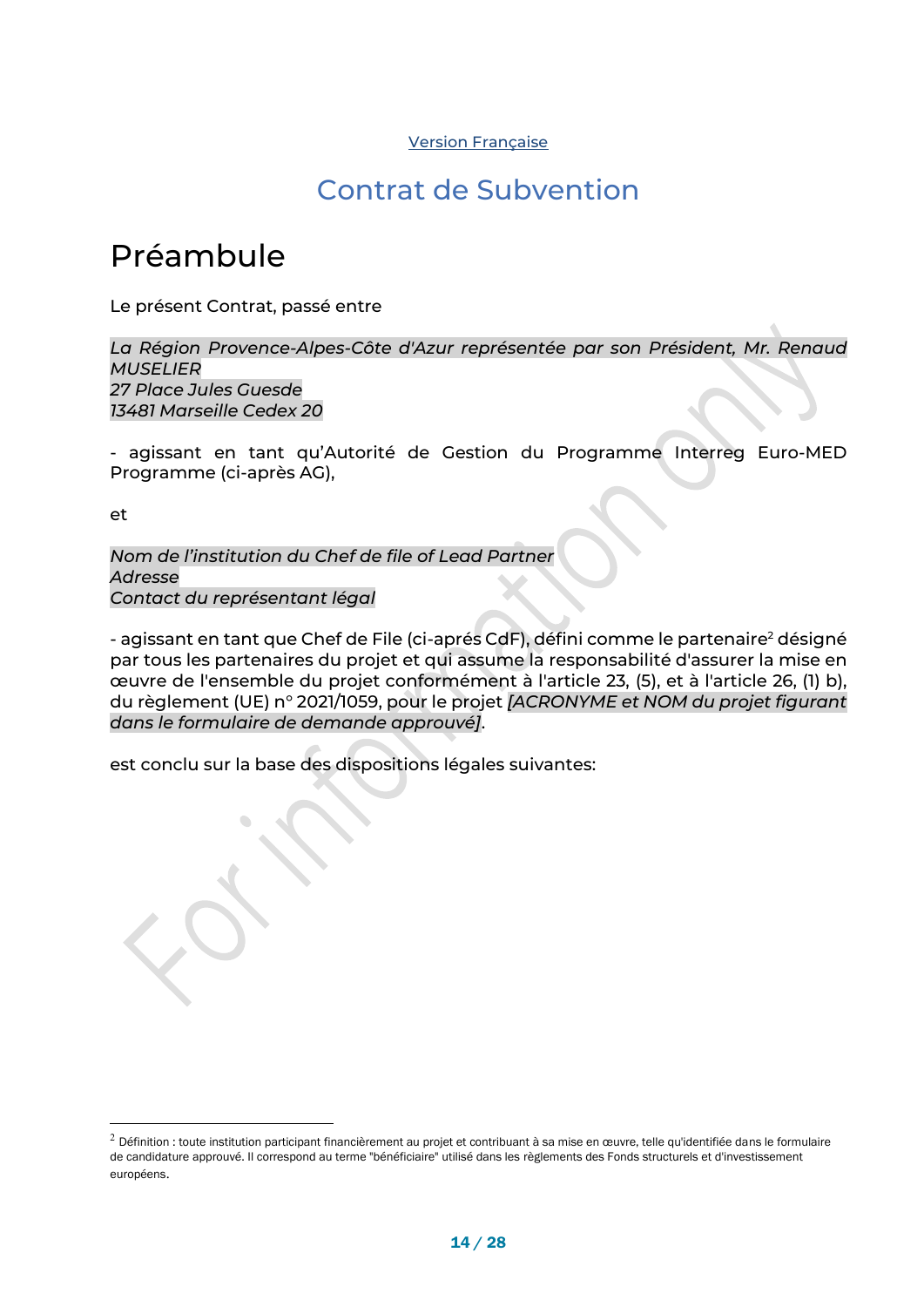Version Française

# Contrat de Subvention

# Préambule

Le présent Contrat, passé entre

*La Région Provence-Alpes-Côte d'Azur représentée par son Président, Mr. Renaud MUSELIER*
*27 Place Jules Guesde*
*13481 Marseille Cedex 20*

- agissant en tant qu'Autorité de Gestion du Programme Interreg Euro-MED Programme (ci-après AG),

et

*Nom de l'institution du Chef de file of Lead Partner*
*Adresse*
*Contact du représentant légal*

- agissant en tant que Chef de File (ci-aprés CdF), défini comme le partenaire[2] désigné par tous les partenaires du projet et qui assume la responsabilité d'assurer la mise en œuvre de l'ensemble du projet conformément à l'article 23, (5), et à l'article 26, (1) b), du règlement (UE) n° 2021/1059, pour le projet *[ACRONYME et NOM du projet figurant dans le formulaire de demande approuvé]*.

est conclu sur la base des dispositions légales suivantes:

---

[2] Définition : toute institution participant financièrement au projet et contribuant à sa mise en œuvre, telle qu'identifiée dans le formulaire de candidature approuvé. Il correspond au terme "bénéficiaire" utilisé dans les règlements des Fonds structurels et d'investissement européens.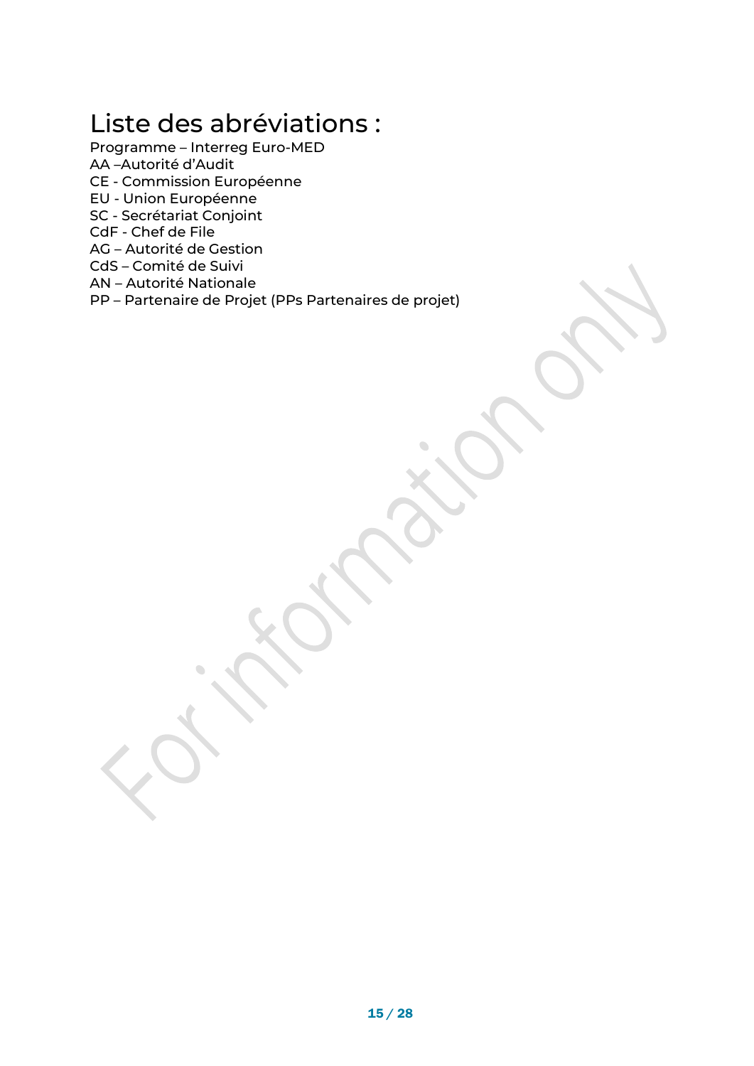# Liste des abréviations :

Programme – Interreg Euro-MED
AA –Autorité d'Audit
CE - Commission Européenne
EU - Union Européenne
SC - Secrétariat Conjoint
CdF - Chef de File
AG – Autorité de Gestion
CdS – Comité de Suivi
AN – Autorité Nationale
PP – Partenaire de Projet (PPs Partenaires de projet)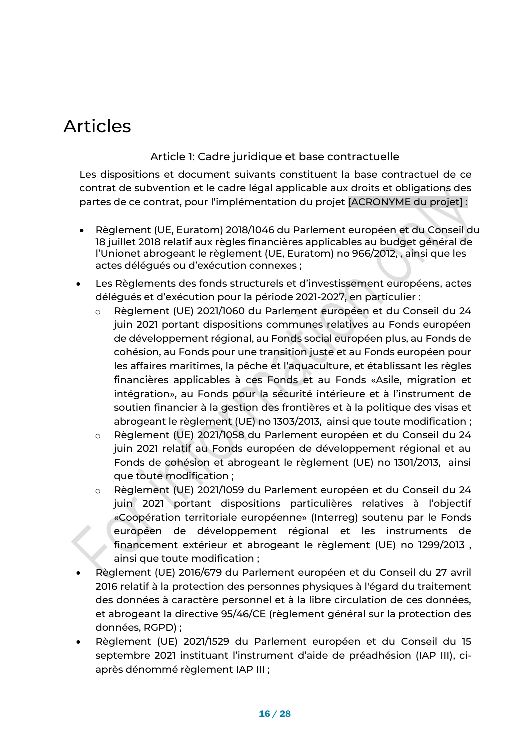# Articles

### Article 1: Cadre juridique et base contractuelle

Les dispositions et document suivants constituent la base contractuel de ce contrat de subvention et le cadre légal applicable aux droits et obligations des partes de ce contrat, pour l'implémentation du projet [ACRONYME du projet] :

- Règlement (UE, Euratom) 2018/1046 du Parlement européen et du Conseil du 18 juillet 2018 relatif aux règles financières applicables au budget général de l'Unionet abrogeant le règlement (UE, Euratom) no 966/2012, , ainsi que les actes délégués ou d'exécution connexes ;
- Les Règlements des fonds structurels et d'investissement européens, actes délégués et d'exécution pour la période 2021-2027, en particulier :
  - Règlement (UE) 2021/1060 du Parlement européen et du Conseil du 24 juin 2021 portant dispositions communes relatives au Fonds européen de développement régional, au Fonds social européen plus, au Fonds de cohésion, au Fonds pour une transition juste et au Fonds européen pour les affaires maritimes, la pêche et l'aquaculture, et établissant les règles financières applicables à ces Fonds et au Fonds «Asile, migration et intégration», au Fonds pour la sécurité intérieure et à l'instrument de soutien financier à la gestion des frontières et à la politique des visas et abrogeant le règlement (UE) no 1303/2013, ainsi que toute modification ;
  - Règlement (UE) 2021/1058 du Parlement européen et du Conseil du 24 juin 2021 relatif au Fonds européen de développement régional et au Fonds de cohésion et abrogeant le règlement (UE) no 1301/2013, ainsi que toute modification ;
  - Règlement (UE) 2021/1059 du Parlement européen et du Conseil du 24 juin 2021 portant dispositions particulières relatives à l'objectif «Coopération territoriale européenne» (Interreg) soutenu par le Fonds européen de développement régional et les instruments de financement extérieur et abrogeant le règlement (UE) no 1299/2013 , ainsi que toute modification ;
- Règlement (UE) 2016/679 du Parlement européen et du Conseil du 27 avril 2016 relatif à la protection des personnes physiques à l'égard du traitement des données à caractère personnel et à la libre circulation de ces données, et abrogeant la directive 95/46/CE (règlement général sur la protection des données, RGPD) ;
- Règlement (UE) 2021/1529 du Parlement européen et du Conseil du 15 septembre 2021 instituant l'instrument d'aide de préadhésion (IAP III), ci-après dénommé règlement IAP III ;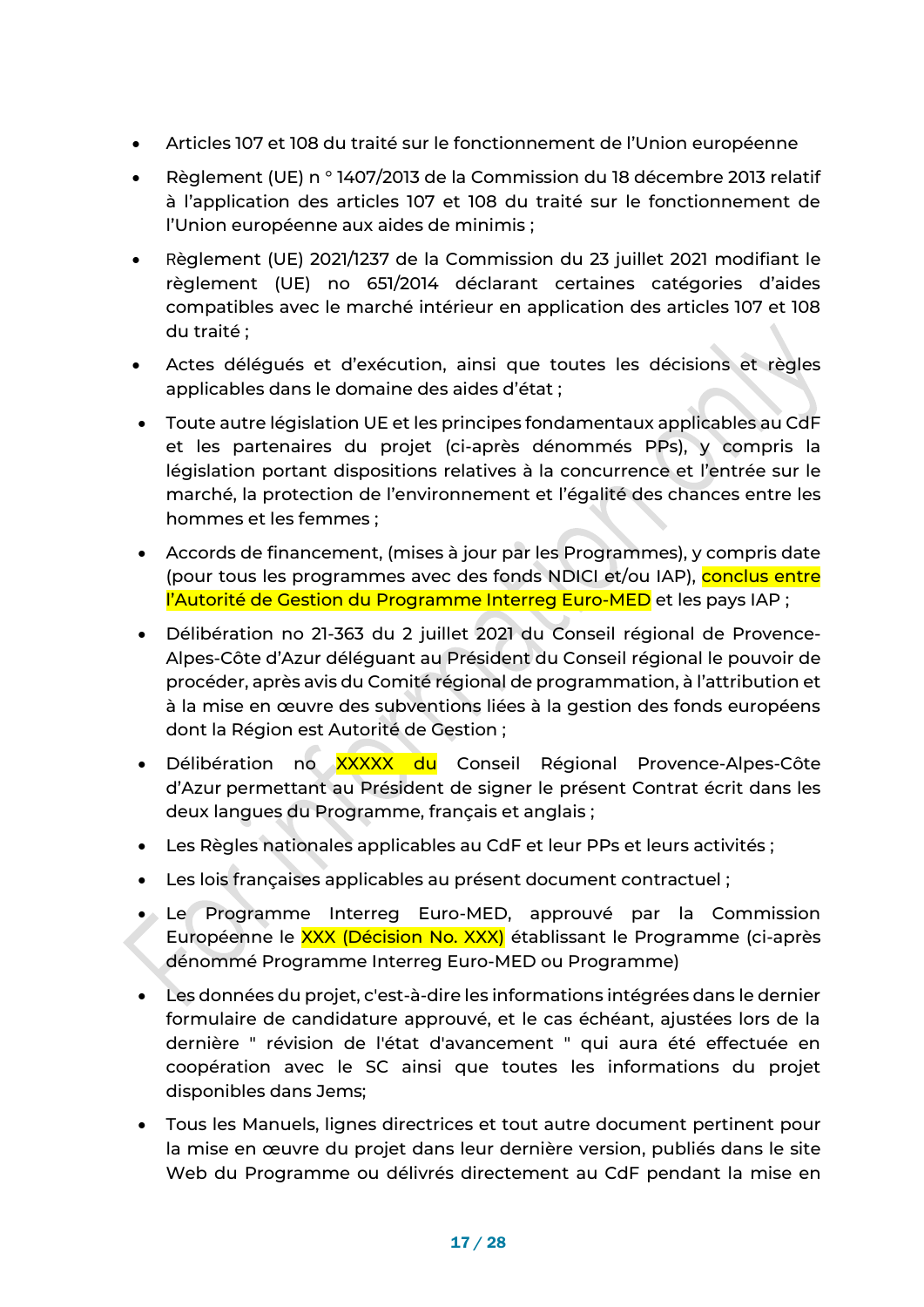- Articles 107 et 108 du traité sur le fonctionnement de l'Union européenne
- Règlement (UE) n ° 1407/2013 de la Commission du 18 décembre 2013 relatif à l'application des articles 107 et 108 du traité sur le fonctionnement de l'Union européenne aux aides de minimis ;
- Règlement (UE) 2021/1237 de la Commission du 23 juillet 2021 modifiant le règlement (UE) no 651/2014 déclarant certaines catégories d'aides compatibles avec le marché intérieur en application des articles 107 et 108 du traité ;
- Actes délégués et d'exécution, ainsi que toutes les décisions et règles applicables dans le domaine des aides d'état ;
- Toute autre législation UE et les principes fondamentaux applicables au CdF et les partenaires du projet (ci-après dénommés PPs), y compris la législation portant dispositions relatives à la concurrence et l'entrée sur le marché, la protection de l'environnement et l'égalité des chances entre les hommes et les femmes ;
- Accords de financement, (mises à jour par les Programmes), y compris date (pour tous les programmes avec des fonds NDICI et/ou IAP), conclus entre l'Autorité de Gestion du Programme Interreg Euro-MED et les pays IAP ;
- Délibération no 21-363 du 2 juillet 2021 du Conseil régional de Provence-Alpes-Côte d'Azur déléguant au Président du Conseil régional le pouvoir de procéder, après avis du Comité régional de programmation, à l'attribution et à la mise en œuvre des subventions liées à la gestion des fonds européens dont la Région est Autorité de Gestion ;
- Délibération no XXXXX du Conseil Régional Provence-Alpes-Côte d'Azur permettant au Président de signer le présent Contrat écrit dans les deux langues du Programme, français et anglais ;
- Les Règles nationales applicables au CdF et leur PPs et leurs activités ;
- Les lois françaises applicables au présent document contractuel ;
- Le Programme Interreg Euro-MED, approuvé par la Commission Européenne le XXX (Décision No. XXX) établissant le Programme (ci-après dénommé Programme Interreg Euro-MED ou Programme)
- Les données du projet, c'est-à-dire les informations intégrées dans le dernier formulaire de candidature approuvé, et le cas échéant, ajustées lors de la dernière " révision de l'état d'avancement " qui aura été effectuée en coopération avec le SC ainsi que toutes les informations du projet disponibles dans Jems;
- Tous les Manuels, lignes directrices et tout autre document pertinent pour la mise en œuvre du projet dans leur dernière version, publiés dans le site Web du Programme ou délivrés directement au CdF pendant la mise en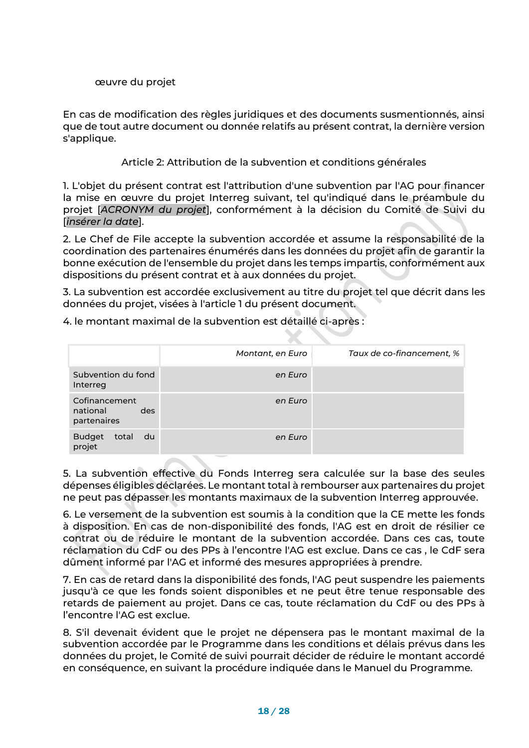œuvre du projet

En cas de modification des règles juridiques et des documents susmentionnés, ainsi que de tout autre document ou donnée relatifs au présent contrat, la dernière version s'applique.

Article 2: Attribution de la subvention et conditions générales

1. L'objet du présent contrat est l'attribution d'une subvention par l'AG pour financer la mise en œuvre du projet Interreg suivant, tel qu'indiqué dans le préambule du projet [*ACRONYM du projet*], conformément à la décision du Comité de Suivi du [*insérer la date*].

2. Le Chef de File accepte la subvention accordée et assume la responsabilité de la coordination des partenaires énumérés dans les données du projet afin de garantir la bonne exécution de l'ensemble du projet dans les temps impartis, conformément aux dispositions du présent contrat et à aux données du projet.

3. La subvention est accordée exclusivement au titre du projet tel que décrit dans les données du projet, visées à l'article 1 du présent document.

4. le montant maximal de la subvention est détaillé ci-après :

| | *Montant, en Euro* | *Taux de co-financement, %* |
|---|---|---|
| Subvention du fond Interreg | *en Euro* | |
| Cofinancement national des partenaires | *en Euro* | |
| Budget total du projet | *en Euro* | |

5. La subvention effective du Fonds Interreg sera calculée sur la base des seules dépenses éligibles déclarées. Le montant total à rembourser aux partenaires du projet ne peut pas dépasser les montants maximaux de la subvention Interreg approuvée.

6. Le versement de la subvention est soumis à la condition que la CE mette les fonds à disposition. En cas de non-disponibilité des fonds, l'AG est en droit de résilier ce contrat ou de réduire le montant de la subvention accordée. Dans ces cas, toute réclamation du CdF ou des PPs à l'encontre l'AG est exclue. Dans ce cas , le CdF sera dûment informé par l'AG et informé des mesures appropriées à prendre.

7. En cas de retard dans la disponibilité des fonds, l'AG peut suspendre les paiements jusqu'à ce que les fonds soient disponibles et ne peut être tenue responsable des retards de paiement au projet. Dans ce cas, toute réclamation du CdF ou des PPs à l'encontre l'AG est exclue.

8. S'il devenait évident que le projet ne dépensera pas le montant maximal de la subvention accordée par le Programme dans les conditions et délais prévus dans les données du projet, le Comité de suivi pourrait décider de réduire le montant accordé en conséquence, en suivant la procédure indiquée dans le Manuel du Programme.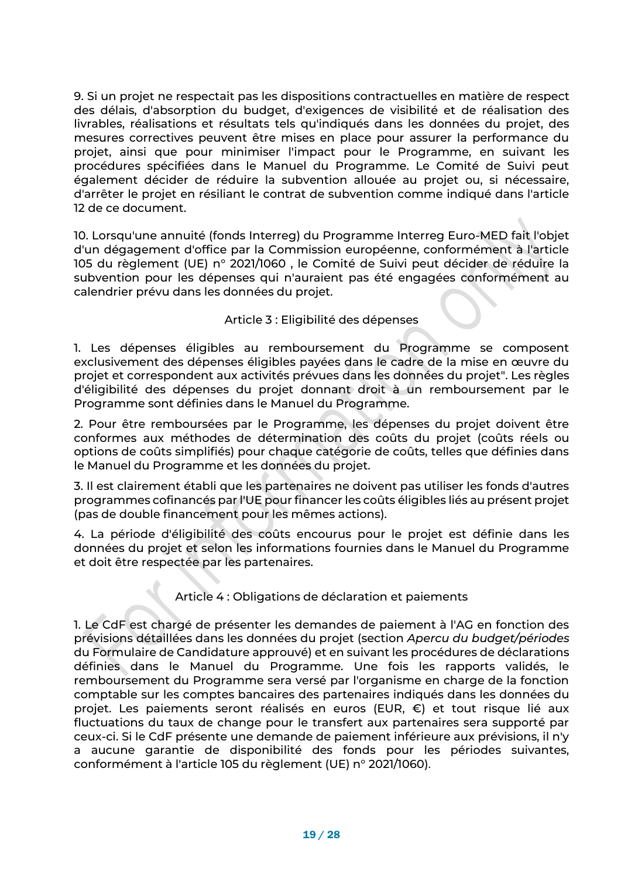9. Si un projet ne respectait pas les dispositions contractuelles en matière de respect des délais, d'absorption du budget, d'exigences de visibilité et de réalisation des livrables, réalisations et résultats tels qu'indiqués dans les données du projet, des mesures correctives peuvent être mises en place pour assurer la performance du projet, ainsi que pour minimiser l'impact pour le Programme, en suivant les procédures spécifiées dans le Manuel du Programme. Le Comité de Suivi peut également décider de réduire la subvention allouée au projet ou, si nécessaire, d'arrêter le projet en résiliant le contrat de subvention comme indiqué dans l'article 12 de ce document.

10. Lorsqu'une annuité (fonds Interreg) du Programme Interreg Euro-MED fait l'objet d'un dégagement d'office par la Commission européenne, conformément à l'article 105 du règlement (UE) n° 2021/1060 , le Comité de Suivi peut décider de réduire la subvention pour les dépenses qui n'auraient pas été engagées conformément au calendrier prévu dans les données du projet.

## Article 3 : Eligibilité des dépenses

1. Les dépenses éligibles au remboursement du Programme se composent exclusivement des dépenses éligibles payées dans le cadre de la mise en œuvre du projet et correspondent aux activités prévues dans les données du projet". Les règles d'éligibilité des dépenses du projet donnant droit à un remboursement par le Programme sont définies dans le Manuel du Programme.

2. Pour être remboursées par le Programme, les dépenses du projet doivent être conformes aux méthodes de détermination des coûts du projet (coûts réels ou options de coûts simplifiés) pour chaque catégorie de coûts, telles que définies dans le Manuel du Programme et les données du projet.

3. Il est clairement établi que les partenaires ne doivent pas utiliser les fonds d'autres programmes cofinancés par l'UE pour financer les coûts éligibles liés au présent projet (pas de double financement pour les mêmes actions).

4. La période d'éligibilité des coûts encourus pour le projet est définie dans les données du projet et selon les informations fournies dans le Manuel du Programme et doit être respectée par les partenaires.

## Article 4 : Obligations de déclaration et paiements

1. Le CdF est chargé de présenter les demandes de paiement à l'AG en fonction des prévisions détaillées dans les données du projet (section *Apercu du budget/périodes* du Formulaire de Candidature approuvé) et en suivant les procédures de déclarations définies dans le Manuel du Programme. Une fois les rapports validés, le remboursement du Programme sera versé par l'organisme en charge de la fonction comptable sur les comptes bancaires des partenaires indiqués dans les données du projet. Les paiements seront réalisés en euros (EUR, €) et tout risque lié aux fluctuations du taux de change pour le transfert aux partenaires sera supporté par ceux-ci. Si le CdF présente une demande de paiement inférieure aux prévisions, il n'y a aucune garantie de disponibilité des fonds pour les périodes suivantes, conformément à l'article 105 du règlement (UE) n° 2021/1060).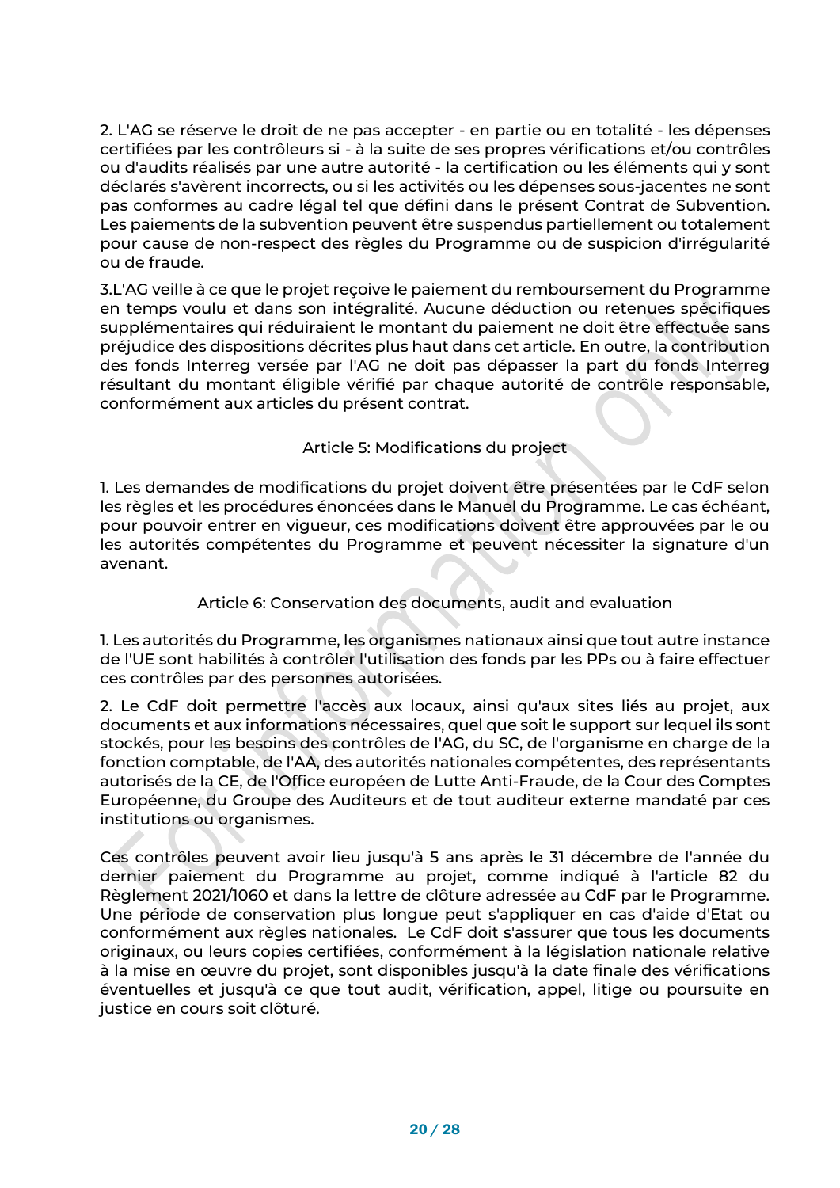2. L'AG se réserve le droit de ne pas accepter - en partie ou en totalité - les dépenses certifiées par les contrôleurs si - à la suite de ses propres vérifications et/ou contrôles ou d'audits réalisés par une autre autorité - la certification ou les éléments qui y sont déclarés s'avèrent incorrects, ou si les activités ou les dépenses sous-jacentes ne sont pas conformes au cadre légal tel que défini dans le présent Contrat de Subvention. Les paiements de la subvention peuvent être suspendus partiellement ou totalement pour cause de non-respect des règles du Programme ou de suspicion d'irrégularité ou de fraude.

3.L'AG veille à ce que le projet reçoive le paiement du remboursement du Programme en temps voulu et dans son intégralité. Aucune déduction ou retenues spécifiques supplémentaires qui réduiraient le montant du paiement ne doit être effectuée sans préjudice des dispositions décrites plus haut dans cet article. En outre, la contribution des fonds Interreg versée par l'AG ne doit pas dépasser la part du fonds Interreg résultant du montant éligible vérifié par chaque autorité de contrôle responsable, conformément aux articles du présent contrat.

## Article 5: Modifications du project

1. Les demandes de modifications du projet doivent être présentées par le CdF selon les règles et les procédures énoncées dans le Manuel du Programme. Le cas échéant, pour pouvoir entrer en vigueur, ces modifications doivent être approuvées par le ou les autorités compétentes du Programme et peuvent nécessiter la signature d'un avenant.

## Article 6: Conservation des documents, audit and evaluation

1. Les autorités du Programme, les organismes nationaux ainsi que tout autre instance de l'UE sont habilités à contrôler l'utilisation des fonds par les PPs ou à faire effectuer ces contrôles par des personnes autorisées.

2. Le CdF doit permettre l'accès aux locaux, ainsi qu'aux sites liés au projet, aux documents et aux informations nécessaires, quel que soit le support sur lequel ils sont stockés, pour les besoins des contrôles de l'AG, du SC, de l'organisme en charge de la fonction comptable, de l'AA, des autorités nationales compétentes, des représentants autorisés de la CE, de l'Office européen de Lutte Anti-Fraude, de la Cour des Comptes Européenne, du Groupe des Auditeurs et de tout auditeur externe mandaté par ces institutions ou organismes.

Ces contrôles peuvent avoir lieu jusqu'à 5 ans après le 31 décembre de l'année du dernier paiement du Programme au projet, comme indiqué à l'article 82 du Règlement 2021/1060 et dans la lettre de clôture adressée au CdF par le Programme. Une période de conservation plus longue peut s'appliquer en cas d'aide d'Etat ou conformément aux règles nationales. Le CdF doit s'assurer que tous les documents originaux, ou leurs copies certifiées, conformément à la législation nationale relative à la mise en œuvre du projet, sont disponibles jusqu'à la date finale des vérifications éventuelles et jusqu'à ce que tout audit, vérification, appel, litige ou poursuite en justice en cours soit clôturé.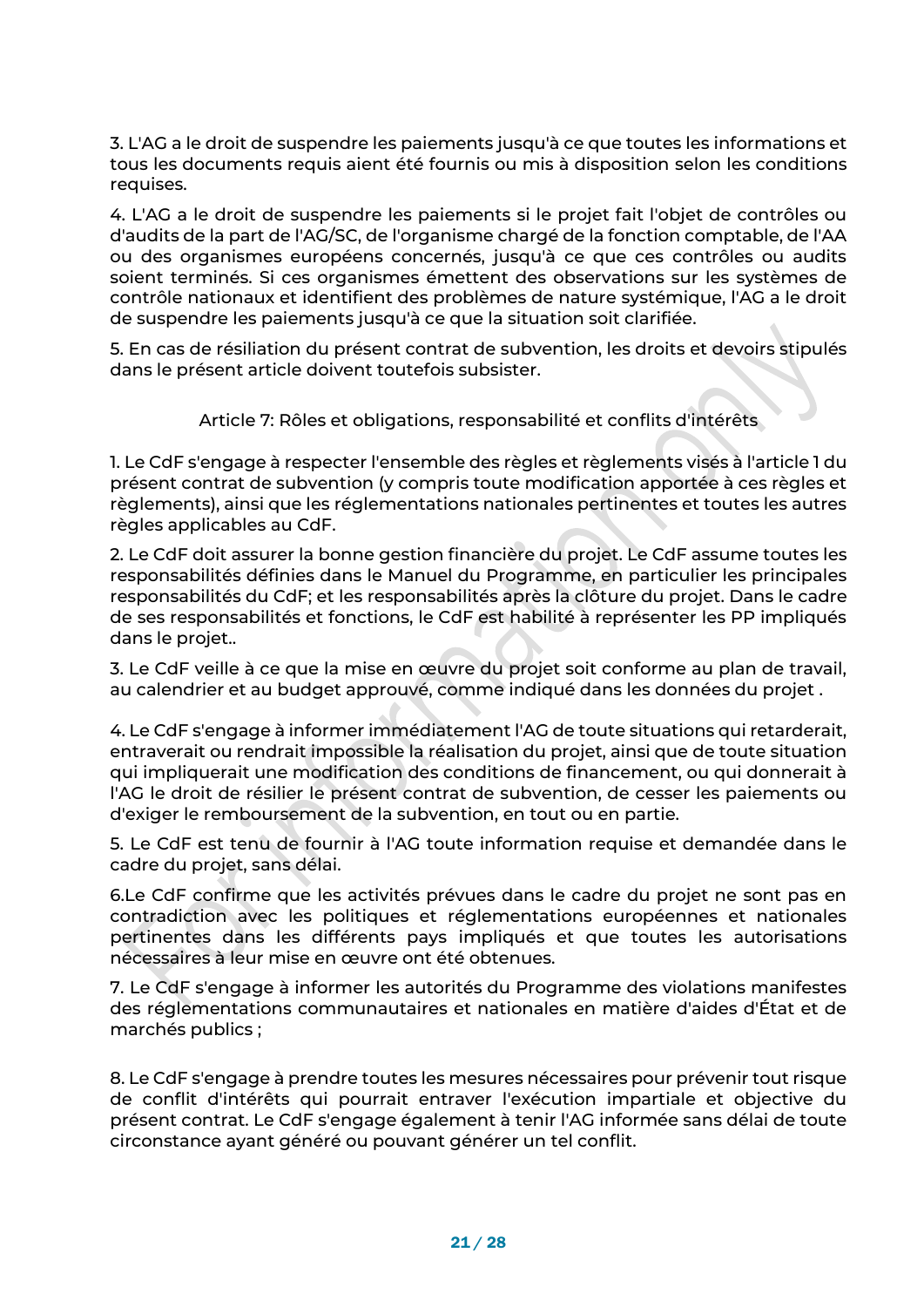3. L'AG a le droit de suspendre les paiements jusqu'à ce que toutes les informations et tous les documents requis aient été fournis ou mis à disposition selon les conditions requises.

4. L'AG a le droit de suspendre les paiements si le projet fait l'objet de contrôles ou d'audits de la part de l'AG/SC, de l'organisme chargé de la fonction comptable, de l'AA ou des organismes européens concernés, jusqu'à ce que ces contrôles ou audits soient terminés. Si ces organismes émettent des observations sur les systèmes de contrôle nationaux et identifient des problèmes de nature systémique, l'AG a le droit de suspendre les paiements jusqu'à ce que la situation soit clarifiée.

5. En cas de résiliation du présent contrat de subvention, les droits et devoirs stipulés dans le présent article doivent toutefois subsister.

## Article 7: Rôles et obligations, responsabilité et conflits d'intérêts

1. Le CdF s'engage à respecter l'ensemble des règles et règlements visés à l'article 1 du présent contrat de subvention (y compris toute modification apportée à ces règles et règlements), ainsi que les réglementations nationales pertinentes et toutes les autres règles applicables au CdF.

2. Le CdF doit assurer la bonne gestion financière du projet. Le CdF assume toutes les responsabilités définies dans le Manuel du Programme, en particulier les principales responsabilités du CdF; et les responsabilités après la clôture du projet. Dans le cadre de ses responsabilités et fonctions, le CdF est habilité à représenter les PP impliqués dans le projet..

3. Le CdF veille à ce que la mise en œuvre du projet soit conforme au plan de travail, au calendrier et au budget approuvé, comme indiqué dans les données du projet .

4. Le CdF s'engage à informer immédiatement l'AG de toute situations qui retarderait, entraverait ou rendrait impossible la réalisation du projet, ainsi que de toute situation qui impliquerait une modification des conditions de financement, ou qui donnerait à l'AG le droit de résilier le présent contrat de subvention, de cesser les paiements ou d'exiger le remboursement de la subvention, en tout ou en partie.

5. Le CdF est tenu de fournir à l'AG toute information requise et demandée dans le cadre du projet, sans délai.

6.Le CdF confirme que les activités prévues dans le cadre du projet ne sont pas en contradiction avec les politiques et réglementations européennes et nationales pertinentes dans les différents pays impliqués et que toutes les autorisations nécessaires à leur mise en œuvre ont été obtenues.

7. Le CdF s'engage à informer les autorités du Programme des violations manifestes des réglementations communautaires et nationales en matière d'aides d'État et de marchés publics ;

8. Le CdF s'engage à prendre toutes les mesures nécessaires pour prévenir tout risque de conflit d'intérêts qui pourrait entraver l'exécution impartiale et objective du présent contrat. Le CdF s'engage également à tenir l'AG informée sans délai de toute circonstance ayant généré ou pouvant générer un tel conflit.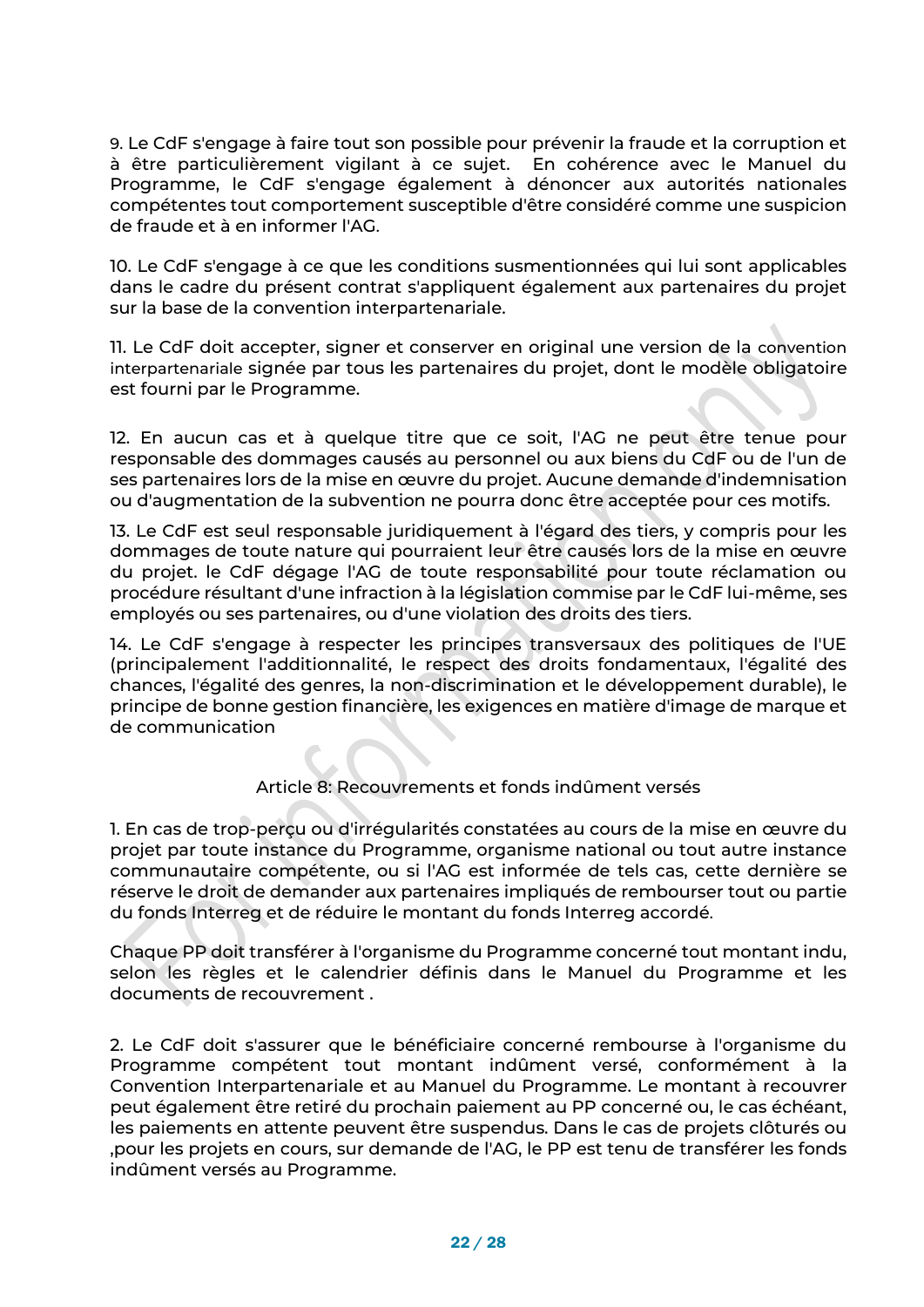9. Le CdF s'engage à faire tout son possible pour prévenir la fraude et la corruption et à être particulièrement vigilant à ce sujet. En cohérence avec le Manuel du Programme, le CdF s'engage également à dénoncer aux autorités nationales compétentes tout comportement susceptible d'être considéré comme une suspicion de fraude et à en informer l'AG.

10. Le CdF s'engage à ce que les conditions susmentionnées qui lui sont applicables dans le cadre du présent contrat s'appliquent également aux partenaires du projet sur la base de la convention interpartenariale.

11. Le CdF doit accepter, signer et conserver en original une version de la convention interpartenariale signée par tous les partenaires du projet, dont le modèle obligatoire est fourni par le Programme.

12. En aucun cas et à quelque titre que ce soit, l'AG ne peut être tenue pour responsable des dommages causés au personnel ou aux biens du CdF ou de l'un de ses partenaires lors de la mise en œuvre du projet. Aucune demande d'indemnisation ou d'augmentation de la subvention ne pourra donc être acceptée pour ces motifs.

13. Le CdF est seul responsable juridiquement à l'égard des tiers, y compris pour les dommages de toute nature qui pourraient leur être causés lors de la mise en œuvre du projet. le CdF dégage l'AG de toute responsabilité pour toute réclamation ou procédure résultant d'une infraction à la législation commise par le CdF lui-même, ses employés ou ses partenaires, ou d'une violation des droits des tiers.

14. Le CdF s'engage à respecter les principes transversaux des politiques de l'UE (principalement l'additionnalité, le respect des droits fondamentaux, l'égalité des chances, l'égalité des genres, la non-discrimination et le développement durable), le principe de bonne gestion financière, les exigences en matière d'image de marque et de communication

## Article 8: Recouvrements et fonds indûment versés

1. En cas de trop-perçu ou d'irrégularités constatées au cours de la mise en œuvre du projet par toute instance du Programme, organisme national ou tout autre instance communautaire compétente, ou si l'AG est informée de tels cas, cette dernière se réserve le droit de demander aux partenaires impliqués de rembourser tout ou partie du fonds Interreg et de réduire le montant du fonds Interreg accordé.

Chaque PP doit transférer à l'organisme du Programme concerné tout montant indu, selon les règles et le calendrier définis dans le Manuel du Programme et les documents de recouvrement .

2. Le CdF doit s'assurer que le bénéficiaire concerné rembourse à l'organisme du Programme compétent tout montant indûment versé, conformément à la Convention Interpartenariale et au Manuel du Programme. Le montant à recouvrer peut également être retiré du prochain paiement au PP concerné ou, le cas échéant, les paiements en attente peuvent être suspendus. Dans le cas de projets clôturés ou ,pour les projets en cours, sur demande de l'AG, le PP est tenu de transférer les fonds indûment versés au Programme.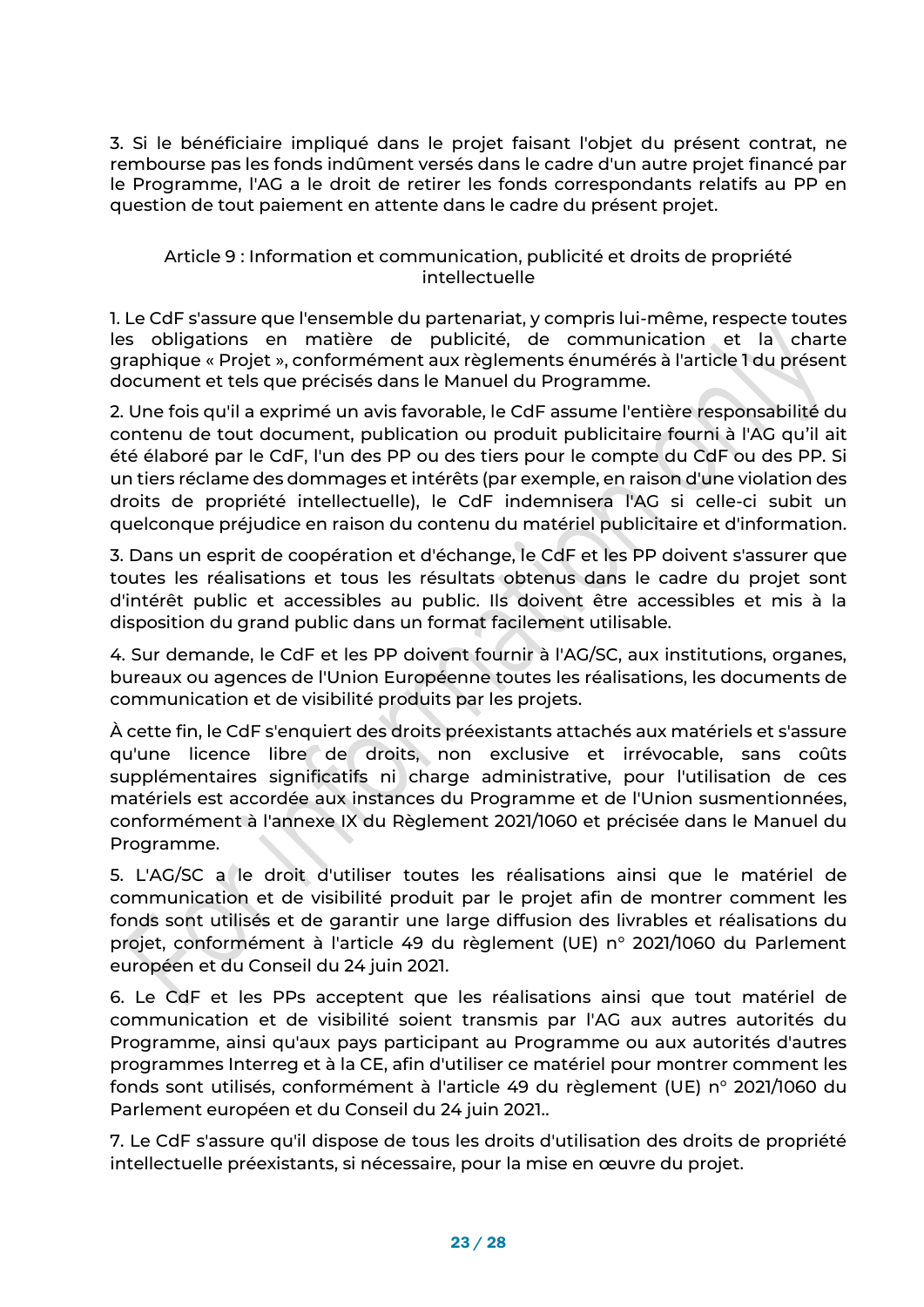3. Si le bénéficiaire impliqué dans le projet faisant l'objet du présent contrat, ne rembourse pas les fonds indûment versés dans le cadre d'un autre projet financé par le Programme, l'AG a le droit de retirer les fonds correspondants relatifs au PP en question de tout paiement en attente dans le cadre du présent projet.

## Article 9 : Information et communication, publicité et droits de propriété intellectuelle

1. Le CdF s'assure que l'ensemble du partenariat, y compris lui-même, respecte toutes les obligations en matière de publicité, de communication et la charte graphique « Projet », conformément aux règlements énumérés à l'article 1 du présent document et tels que précisés dans le Manuel du Programme.

2. Une fois qu'il a exprimé un avis favorable, le CdF assume l'entière responsabilité du contenu de tout document, publication ou produit publicitaire fourni à l'AG qu'il ait été élaboré par le CdF, l'un des PP ou des tiers pour le compte du CdF ou des PP. Si un tiers réclame des dommages et intérêts (par exemple, en raison d'une violation des droits de propriété intellectuelle), le CdF indemnisera l'AG si celle-ci subit un quelconque préjudice en raison du contenu du matériel publicitaire et d'information.

3. Dans un esprit de coopération et d'échange, le CdF et les PP doivent s'assurer que toutes les réalisations et tous les résultats obtenus dans le cadre du projet sont d'intérêt public et accessibles au public. Ils doivent être accessibles et mis à la disposition du grand public dans un format facilement utilisable.

4. Sur demande, le CdF et les PP doivent fournir à l'AG/SC, aux institutions, organes, bureaux ou agences de l'Union Européenne toutes les réalisations, les documents de communication et de visibilité produits par les projets.

À cette fin, le CdF s'enquiert des droits préexistants attachés aux matériels et s'assure qu'une licence libre de droits, non exclusive et irrévocable, sans coûts supplémentaires significatifs ni charge administrative, pour l'utilisation de ces matériels est accordée aux instances du Programme et de l'Union susmentionnées, conformément à l'annexe IX du Règlement 2021/1060 et précisée dans le Manuel du Programme.

5. L'AG/SC a le droit d'utiliser toutes les réalisations ainsi que le matériel de communication et de visibilité produit par le projet afin de montrer comment les fonds sont utilisés et de garantir une large diffusion des livrables et réalisations du projet, conformément à l'article 49 du règlement (UE) n° 2021/1060 du Parlement européen et du Conseil du 24 juin 2021.

6. Le CdF et les PPs acceptent que les réalisations ainsi que tout matériel de communication et de visibilité soient transmis par l'AG aux autres autorités du Programme, ainsi qu'aux pays participant au Programme ou aux autorités d'autres programmes Interreg et à la CE, afin d'utiliser ce matériel pour montrer comment les fonds sont utilisés, conformément à l'article 49 du règlement (UE) n° 2021/1060 du Parlement européen et du Conseil du 24 juin 2021..

7. Le CdF s'assure qu'il dispose de tous les droits d'utilisation des droits de propriété intellectuelle préexistants, si nécessaire, pour la mise en œuvre du projet.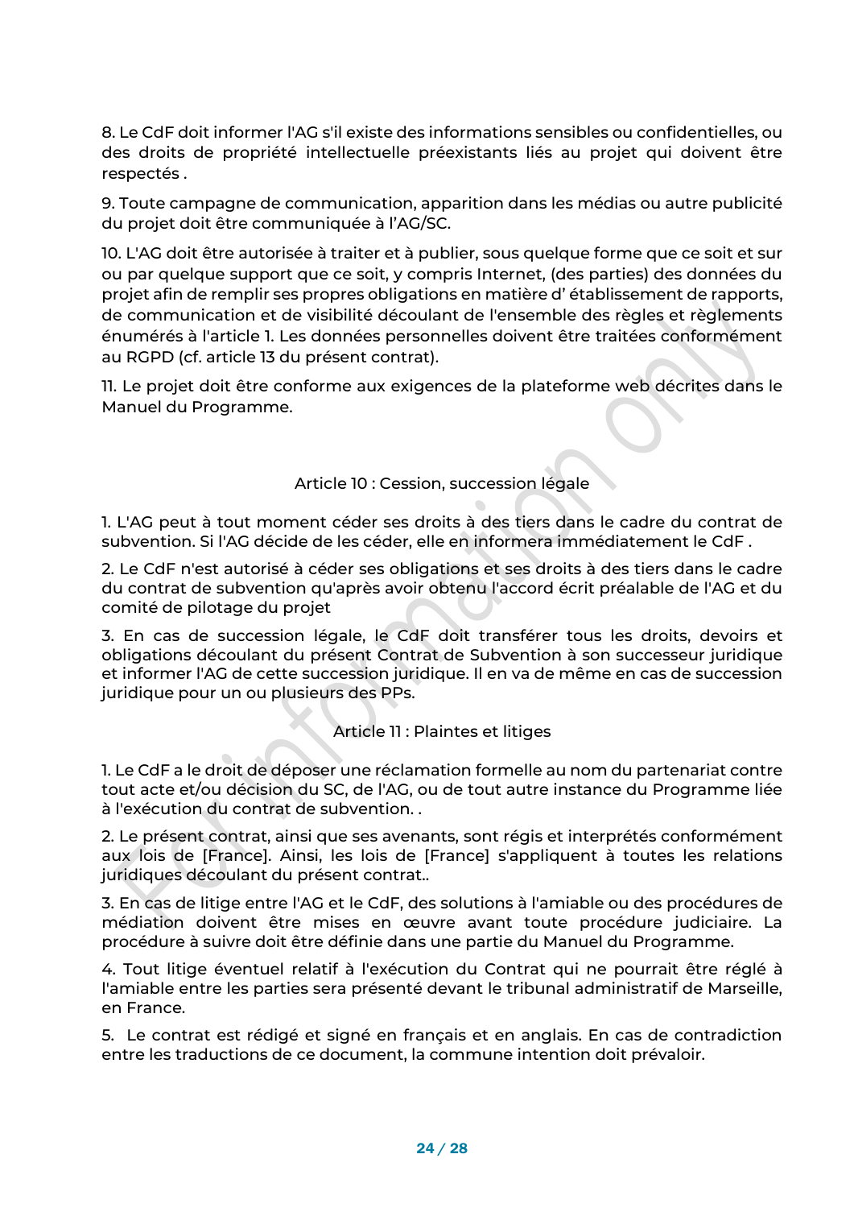8. Le CdF doit informer l'AG s'il existe des informations sensibles ou confidentielles, ou des droits de propriété intellectuelle préexistants liés au projet qui doivent être respectés .

9. Toute campagne de communication, apparition dans les médias ou autre publicité du projet doit être communiquée à l'AG/SC.

10. L'AG doit être autorisée à traiter et à publier, sous quelque forme que ce soit et sur ou par quelque support que ce soit, y compris Internet, (des parties) des données du projet afin de remplir ses propres obligations en matière d' établissement de rapports, de communication et de visibilité découlant de l'ensemble des règles et règlements énumérés à l'article 1. Les données personnelles doivent être traitées conformément au RGPD (cf. article 13 du présent contrat).

11. Le projet doit être conforme aux exigences de la plateforme web décrites dans le Manuel du Programme.

## Article 10 : Cession, succession légale

1. L'AG peut à tout moment céder ses droits à des tiers dans le cadre du contrat de subvention. Si l'AG décide de les céder, elle en informera immédiatement le CdF .

2. Le CdF n'est autorisé à céder ses obligations et ses droits à des tiers dans le cadre du contrat de subvention qu'après avoir obtenu l'accord écrit préalable de l'AG et du comité de pilotage du projet

3. En cas de succession légale, le CdF doit transférer tous les droits, devoirs et obligations découlant du présent Contrat de Subvention à son successeur juridique et informer l'AG de cette succession juridique. Il en va de même en cas de succession juridique pour un ou plusieurs des PPs.

## Article 11 : Plaintes et litiges

1. Le CdF a le droit de déposer une réclamation formelle au nom du partenariat contre tout acte et/ou décision du SC, de l'AG, ou de tout autre instance du Programme liée à l'exécution du contrat de subvention. .

2. Le présent contrat, ainsi que ses avenants, sont régis et interprétés conformément aux lois de [France]. Ainsi, les lois de [France] s'appliquent à toutes les relations juridiques découlant du présent contrat..

3. En cas de litige entre l'AG et le CdF, des solutions à l'amiable ou des procédures de médiation doivent être mises en œuvre avant toute procédure judiciaire. La procédure à suivre doit être définie dans une partie du Manuel du Programme.

4. Tout litige éventuel relatif à l'exécution du Contrat qui ne pourrait être réglé à l'amiable entre les parties sera présenté devant le tribunal administratif de Marseille, en France.

5. Le contrat est rédigé et signé en français et en anglais. En cas de contradiction entre les traductions de ce document, la commune intention doit prévaloir.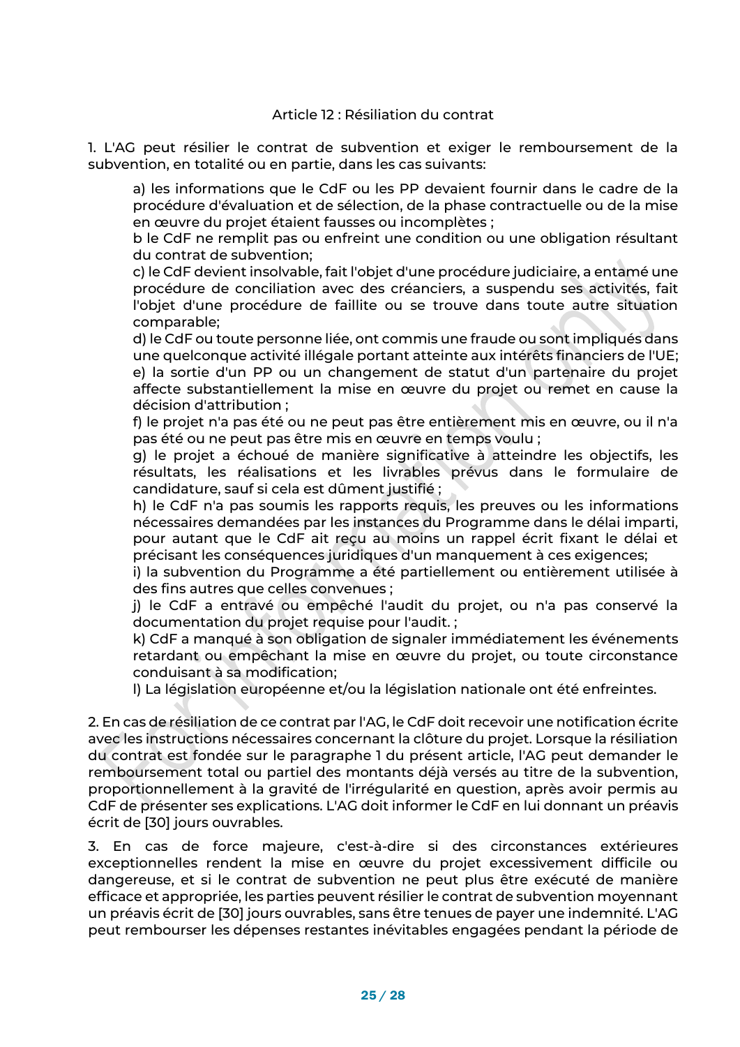Article 12 : Résiliation du contrat

1. L'AG peut résilier le contrat de subvention et exiger le remboursement de la subvention, en totalité ou en partie, dans les cas suivants:

   a) les informations que le CdF ou les PP devaient fournir dans le cadre de la procédure d'évaluation et de sélection, de la phase contractuelle ou de la mise en œuvre du projet étaient fausses ou incomplètes ;
   b le CdF ne remplit pas ou enfreint une condition ou une obligation résultant du contrat de subvention;
   c) le CdF devient insolvable, fait l'objet d'une procédure judiciaire, a entamé une procédure de conciliation avec des créanciers, a suspendu ses activités, fait l'objet d'une procédure de faillite ou se trouve dans toute autre situation comparable;
   d) le CdF ou toute personne liée, ont commis une fraude ou sont impliqués dans une quelconque activité illégale portant atteinte aux intérêts financiers de l'UE;
   e) la sortie d'un PP ou un changement de statut d'un partenaire du projet affecte substantiellement la mise en œuvre du projet ou remet en cause la décision d'attribution ;
   f) le projet n'a pas été ou ne peut pas être entièrement mis en œuvre, ou il n'a pas été ou ne peut pas être mis en œuvre en temps voulu ;
   g) le projet a échoué de manière significative à atteindre les objectifs, les résultats, les réalisations et les livrables prévus dans le formulaire de candidature, sauf si cela est dûment justifié ;
   h) le CdF n'a pas soumis les rapports requis, les preuves ou les informations nécessaires demandées par les instances du Programme dans le délai imparti, pour autant que le CdF ait reçu au moins un rappel écrit fixant le délai et précisant les conséquences juridiques d'un manquement à ces exigences;
   i) la subvention du Programme a été partiellement ou entièrement utilisée à des fins autres que celles convenues ;
   j) le CdF a entravé ou empêché l'audit du projet, ou n'a pas conservé la documentation du projet requise pour l'audit. ;
   k) CdF a manqué à son obligation de signaler immédiatement les événements retardant ou empêchant la mise en œuvre du projet, ou toute circonstance conduisant à sa modification;
   l) La législation européenne et/ou la législation nationale ont été enfreintes.

2. En cas de résiliation de ce contrat par l'AG, le CdF doit recevoir une notification écrite avec les instructions nécessaires concernant la clôture du projet. Lorsque la résiliation du contrat est fondée sur le paragraphe 1 du présent article, l'AG peut demander le remboursement total ou partiel des montants déjà versés au titre de la subvention, proportionnellement à la gravité de l'irrégularité en question, après avoir permis au CdF de présenter ses explications. L'AG doit informer le CdF en lui donnant un préavis écrit de [30] jours ouvrables.

3. En cas de force majeure, c'est-à-dire si des circonstances extérieures exceptionnelles rendent la mise en œuvre du projet excessivement difficile ou dangereuse, et si le contrat de subvention ne peut plus être exécuté de manière efficace et appropriée, les parties peuvent résilier le contrat de subvention moyennant un préavis écrit de [30] jours ouvrables, sans être tenues de payer une indemnité. L'AG peut rembourser les dépenses restantes inévitables engagées pendant la période de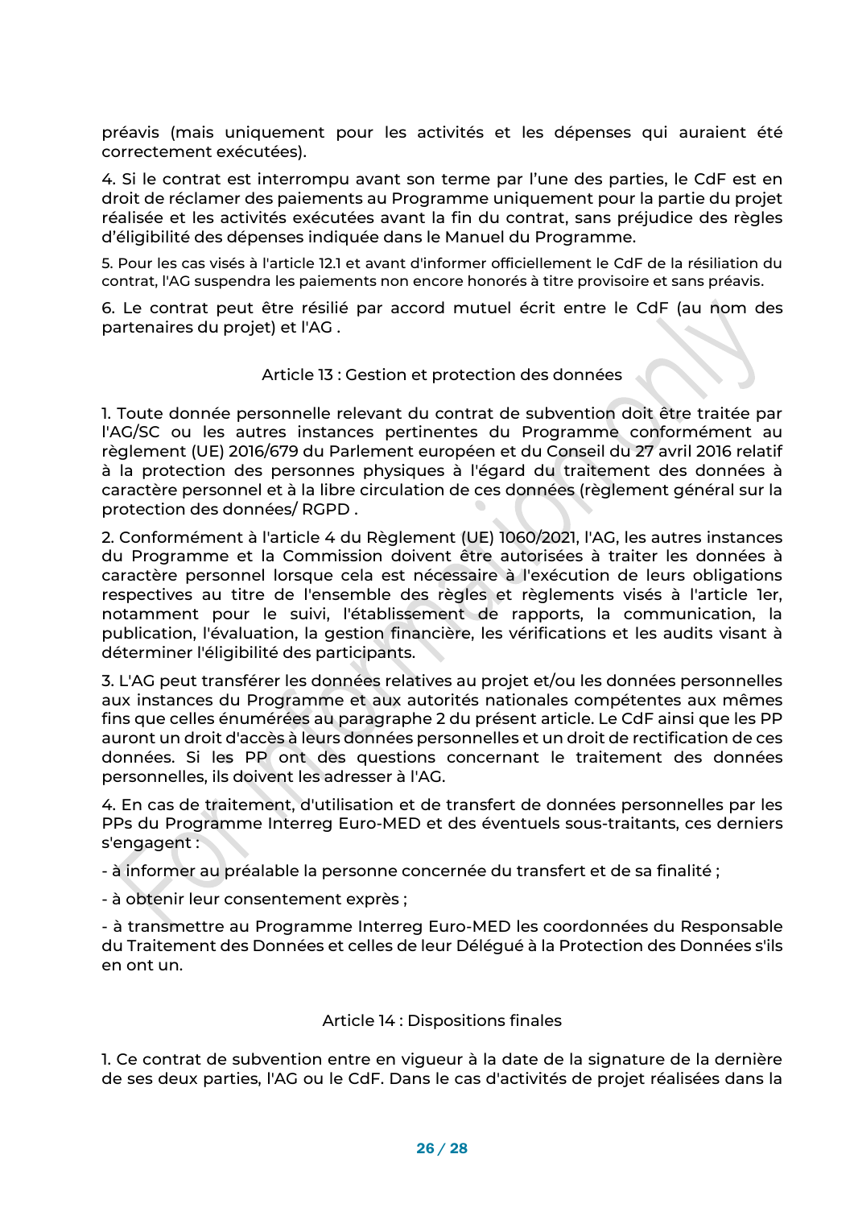préavis (mais uniquement pour les activités et les dépenses qui auraient été correctement exécutées).

4. Si le contrat est interrompu avant son terme par l'une des parties, le CdF est en droit de réclamer des paiements au Programme uniquement pour la partie du projet réalisée et les activités exécutées avant la fin du contrat, sans préjudice des règles d'éligibilité des dépenses indiquée dans le Manuel du Programme.

5. Pour les cas visés à l'article 12.1 et avant d'informer officiellement le CdF de la résiliation du contrat, l'AG suspendra les paiements non encore honorés à titre provisoire et sans préavis.

6. Le contrat peut être résilié par accord mutuel écrit entre le CdF (au nom des partenaires du projet) et l'AG .

## Article 13 : Gestion et protection des données

1. Toute donnée personnelle relevant du contrat de subvention doit être traitée par l'AG/SC ou les autres instances pertinentes du Programme conformément au règlement (UE) 2016/679 du Parlement européen et du Conseil du 27 avril 2016 relatif à la protection des personnes physiques à l'égard du traitement des données à caractère personnel et à la libre circulation de ces données (règlement général sur la protection des données/ RGPD .

2. Conformément à l'article 4 du Règlement (UE) 1060/2021, l'AG, les autres instances du Programme et la Commission doivent être autorisées à traiter les données à caractère personnel lorsque cela est nécessaire à l'exécution de leurs obligations respectives au titre de l'ensemble des règles et règlements visés à l'article 1er, notamment pour le suivi, l'établissement de rapports, la communication, la publication, l'évaluation, la gestion financière, les vérifications et les audits visant à déterminer l'éligibilité des participants.

3. L'AG peut transférer les données relatives au projet et/ou les données personnelles aux instances du Programme et aux autorités nationales compétentes aux mêmes fins que celles énumérées au paragraphe 2 du présent article. Le CdF ainsi que les PP auront un droit d'accès à leurs données personnelles et un droit de rectification de ces données. Si les PP ont des questions concernant le traitement des données personnelles, ils doivent les adresser à l'AG.

4. En cas de traitement, d'utilisation et de transfert de données personnelles par les PPs du Programme Interreg Euro-MED et des éventuels sous-traitants, ces derniers s'engagent :

- à informer au préalable la personne concernée du transfert et de sa finalité ;

- à obtenir leur consentement exprès ;

- à transmettre au Programme Interreg Euro-MED les coordonnées du Responsable du Traitement des Données et celles de leur Délégué à la Protection des Données s'ils en ont un.

## Article 14 : Dispositions finales

1. Ce contrat de subvention entre en vigueur à la date de la signature de la dernière de ses deux parties, l'AG ou le CdF. Dans le cas d'activités de projet réalisées dans la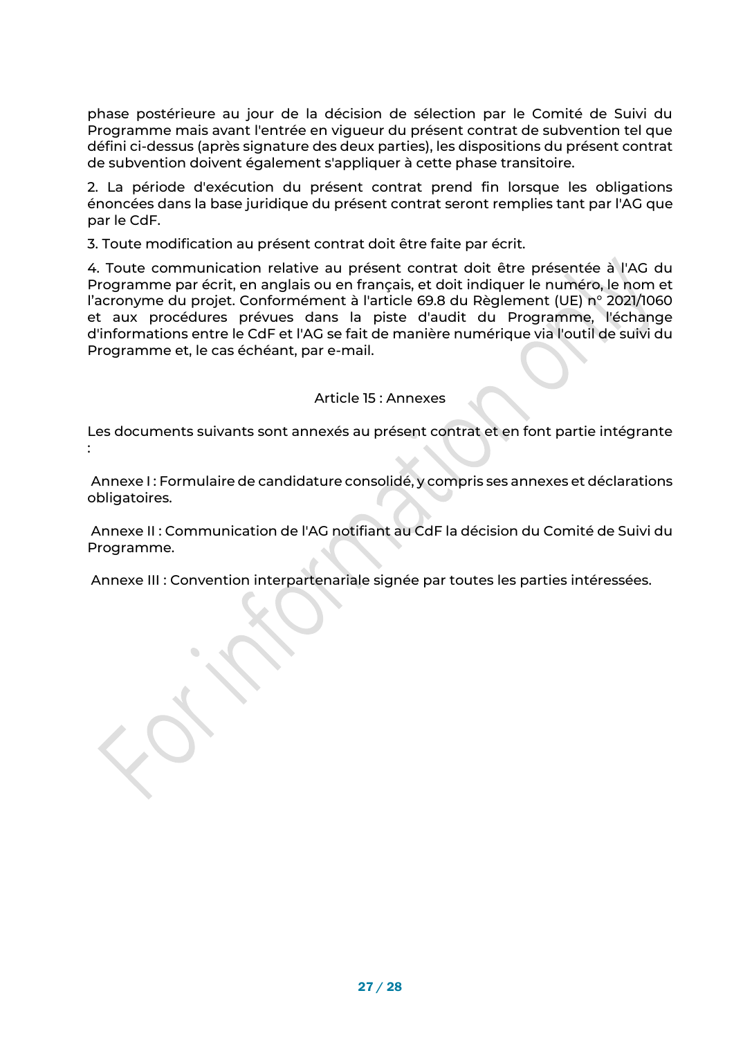phase postérieure au jour de la décision de sélection par le Comité de Suivi du Programme mais avant l'entrée en vigueur du présent contrat de subvention tel que défini ci-dessus (après signature des deux parties), les dispositions du présent contrat de subvention doivent également s'appliquer à cette phase transitoire.

2. La période d'exécution du présent contrat prend fin lorsque les obligations énoncées dans la base juridique du présent contrat seront remplies tant par l'AG que par le CdF.

3. Toute modification au présent contrat doit être faite par écrit.

4. Toute communication relative au présent contrat doit être présentée à l'AG du Programme par écrit, en anglais ou en français, et doit indiquer le numéro, le nom et l'acronyme du projet. Conformément à l'article 69.8 du Règlement (UE) n° 2021/1060 et aux procédures prévues dans la piste d'audit du Programme, l'échange d'informations entre le CdF et l'AG se fait de manière numérique via l'outil de suivi du Programme et, le cas échéant, par e-mail.

## Article 15 : Annexes

Les documents suivants sont annexés au présent contrat et en font partie intégrante :

Annexe I : Formulaire de candidature consolidé, y compris ses annexes et déclarations obligatoires.

Annexe II : Communication de l'AG notifiant au CdF la décision du Comité de Suivi du Programme.

Annexe III : Convention interpartenariale signée par toutes les parties intéressées.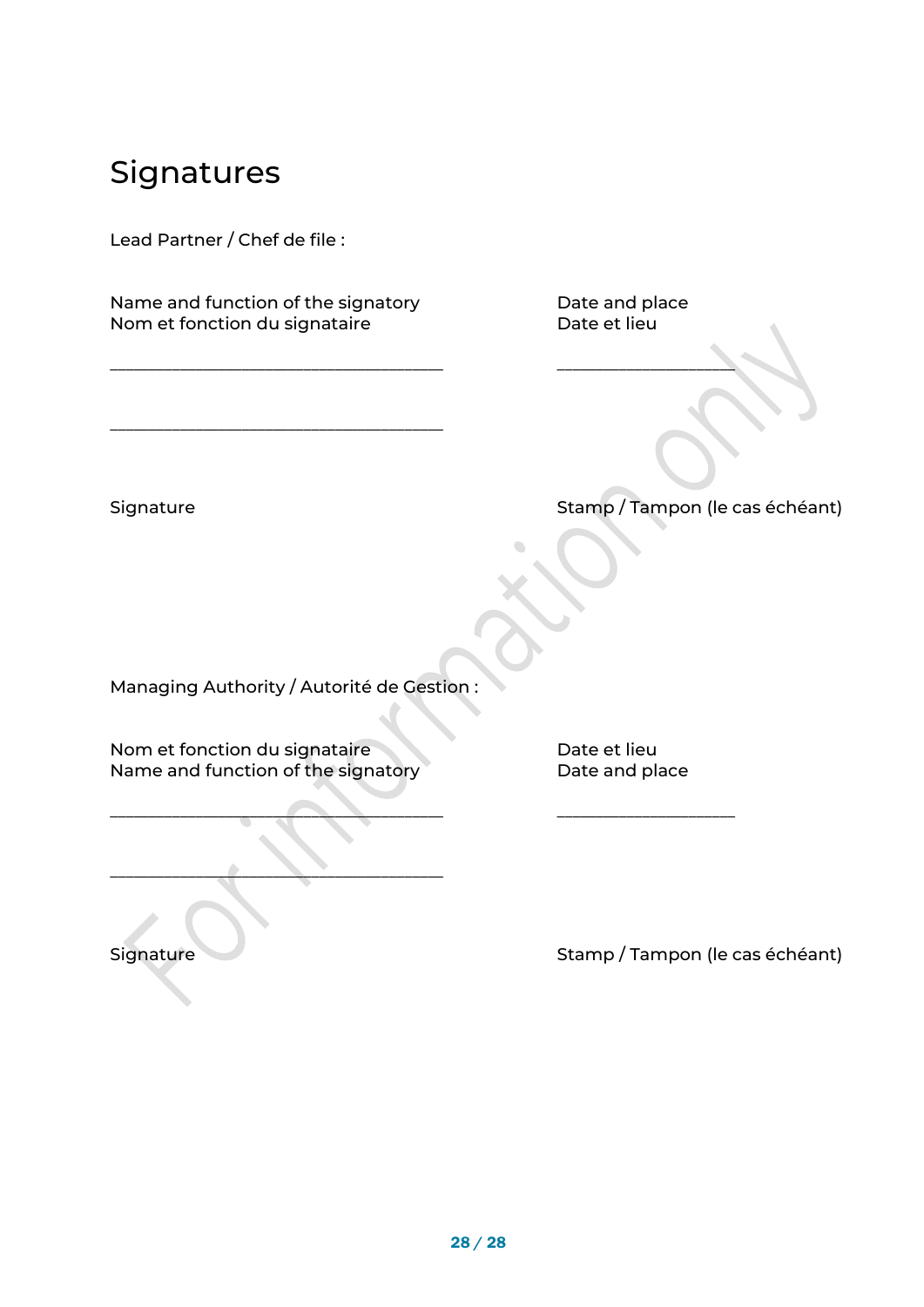# Signatures

Lead Partner / Chef de file :

Name and function of the signatory
Nom et fonction du signataire

_______________________________________

_______________________________________

Date and place
Date et lieu

_____________________

Signature

Stamp / Tampon (le cas échéant)

Managing Authority / Autorité de Gestion :

Nom et fonction du signataire
Name and function of the signatory

_______________________________________

_______________________________________

Date et lieu
Date and place

_____________________

Signature

Stamp / Tampon (le cas échéant)

For information only